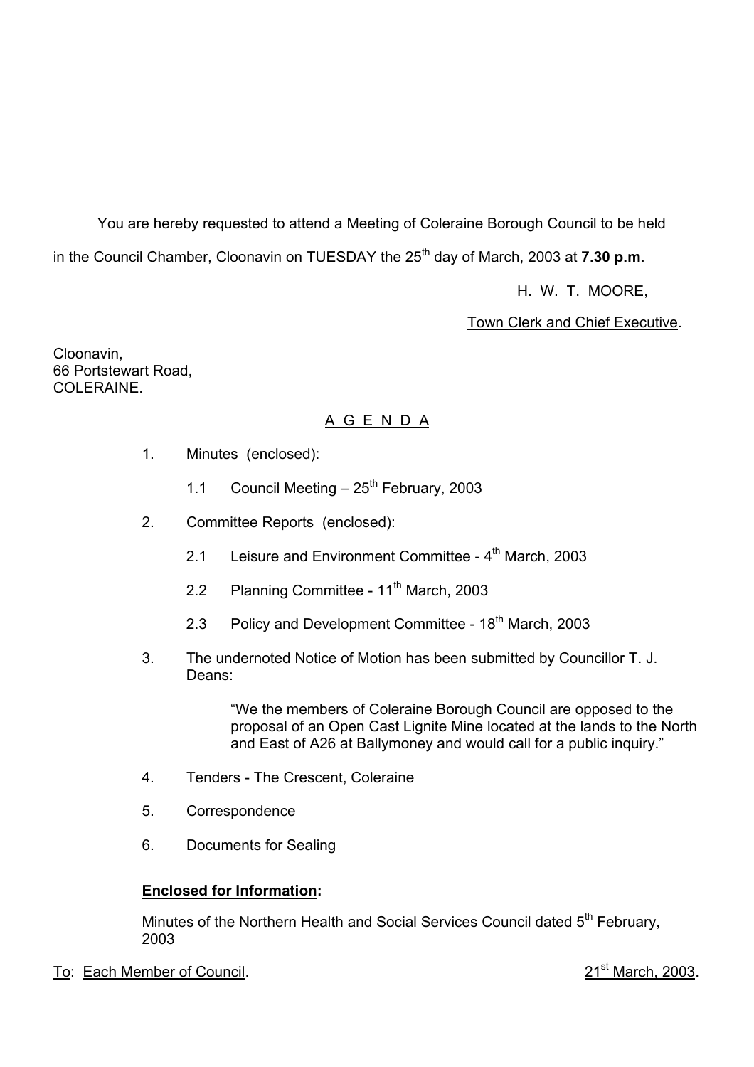You are hereby requested to attend a Meeting of Coleraine Borough Council to be held in the Council Chamber, Cloonavin on TUESDAY the 25th day of March, 2003 at **7.30 p.m.**

H. W. T. MOORE,

Town Clerk and Chief Executive.

Cloonavin,
66 Portstewart Road,
COLERAINE.

A G E N D A

1. Minutes (enclosed):

   1.1 Council Meeting – 25th February, 2003

2. Committee Reports (enclosed):

   2.1 Leisure and Environment Committee - 4th March, 2003

   2.2 Planning Committee - 11th March, 2003

   2.3 Policy and Development Committee - 18th March, 2003

3. The undernoted Notice of Motion has been submitted by Councillor T. J. Deans:

   "We the members of Coleraine Borough Council are opposed to the proposal of an Open Cast Lignite Mine located at the lands to the North and East of A26 at Ballymoney and would call for a public inquiry."

4. Tenders - The Crescent, Coleraine

5. Correspondence

6. Documents for Sealing

**Enclosed for Information:**

Minutes of the Northern Health and Social Services Council dated 5th February, 2003

To: Each Member of Council. 21st March, 2003.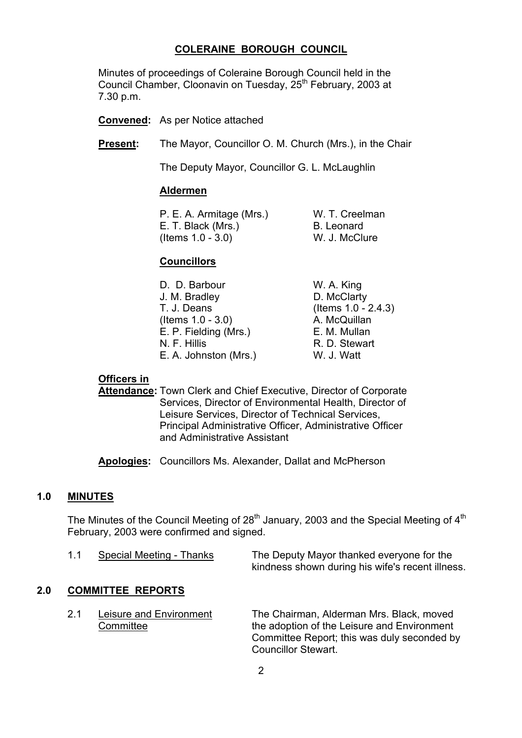# COLERAINE BOROUGH COUNCIL

Minutes of proceedings of Coleraine Borough Council held in the Council Chamber, Cloonavin on Tuesday, 25th February, 2003 at 7.30 p.m.

**Convened:** As per Notice attached

**Present:** The Mayor, Councillor O. M. Church (Mrs.), in the Chair

The Deputy Mayor, Councillor G. L. McLaughlin

**Aldermen**

P. E. A. Armitage (Mrs.)
E. T. Black (Mrs.) (Items 1.0 - 3.0)
W. T. Creelman
B. Leonard
W. J. McClure

**Councillors**

D. D. Barbour
J. M. Bradley
T. J. Deans (Items 1.0 - 3.0)
E. P. Fielding (Mrs.)
N. F. Hillis
E. A. Johnston (Mrs.)
W. A. King
D. McClarty (Items 1.0 - 2.4.3)
A. McQuillan
E. M. Mullan
R. D. Stewart
W. J. Watt

**Officers in Attendance:** Town Clerk and Chief Executive, Director of Corporate Services, Director of Environmental Health, Director of Leisure Services, Director of Technical Services, Principal Administrative Officer, Administrative Officer and Administrative Assistant

**Apologies:** Councillors Ms. Alexander, Dallat and McPherson

## 1.0 MINUTES

The Minutes of the Council Meeting of 28th January, 2003 and the Special Meeting of 4th February, 2003 were confirmed and signed.

1.1 Special Meeting - Thanks — The Deputy Mayor thanked everyone for the kindness shown during his wife's recent illness.

## 2.0 COMMITTEE REPORTS

2.1 Leisure and Environment Committee — The Chairman, Alderman Mrs. Black, moved the adoption of the Leisure and Environment Committee Report; this was duly seconded by Councillor Stewart.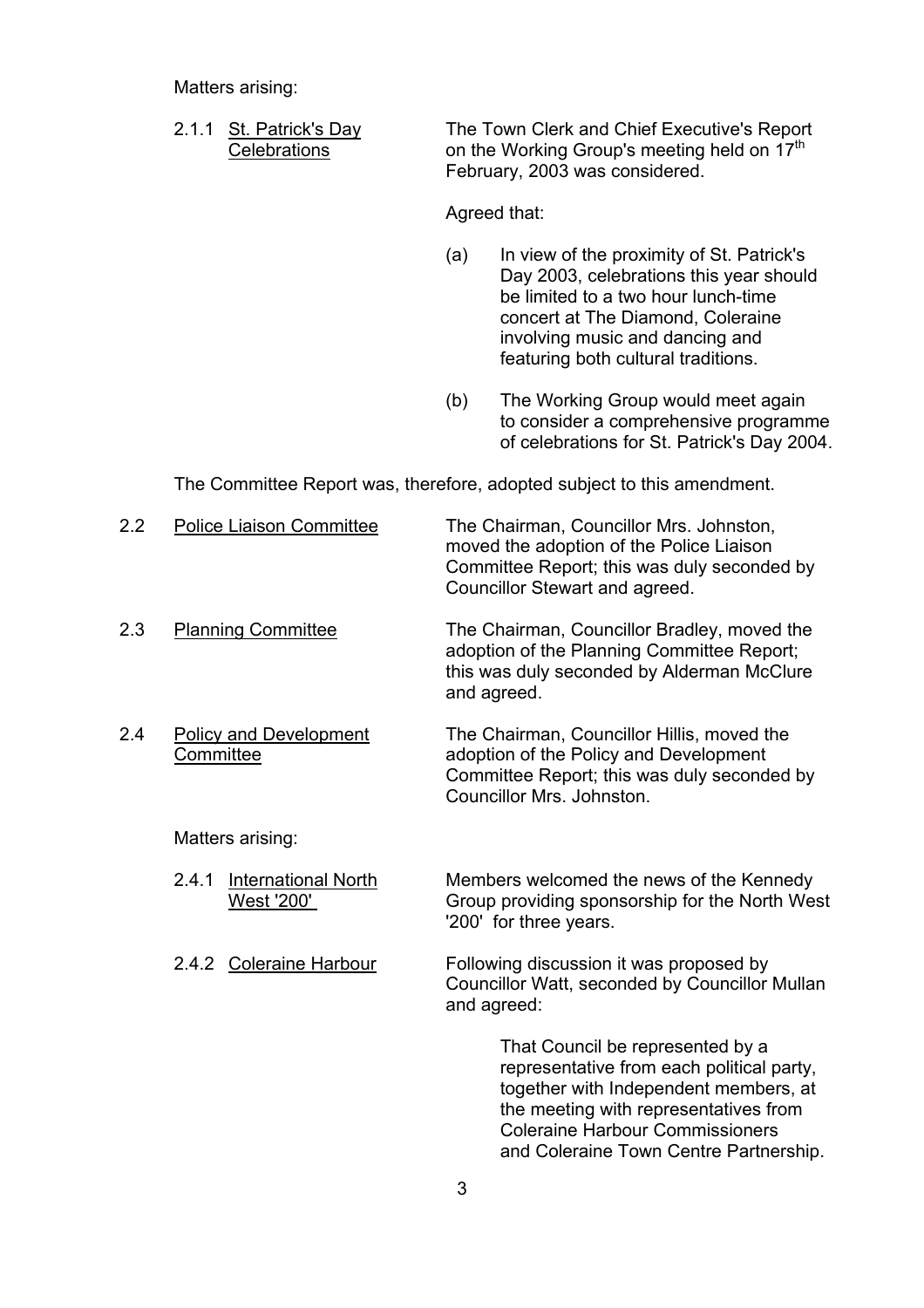Matters arising:

2.1.1 St. Patrick's Day Celebrations

The Town Clerk and Chief Executive's Report on the Working Group's meeting held on 17th February, 2003 was considered.

Agreed that:

(a) In view of the proximity of St. Patrick's Day 2003, celebrations this year should be limited to a two hour lunch-time concert at The Diamond, Coleraine involving music and dancing and featuring both cultural traditions.

(b) The Working Group would meet again to consider a comprehensive programme of celebrations for St. Patrick's Day 2004.

The Committee Report was, therefore, adopted subject to this amendment.

2.2 Police Liaison Committee

The Chairman, Councillor Mrs. Johnston, moved the adoption of the Police Liaison Committee Report; this was duly seconded by Councillor Stewart and agreed.

2.3 Planning Committee

The Chairman, Councillor Bradley, moved the adoption of the Planning Committee Report; this was duly seconded by Alderman McClure and agreed.

2.4 Policy and Development Committee

The Chairman, Councillor Hillis, moved the adoption of the Policy and Development Committee Report; this was duly seconded by Councillor Mrs. Johnston.

Matters arising:

2.4.1 International North West '200'

Members welcomed the news of the Kennedy Group providing sponsorship for the North West '200' for three years.

2.4.2 Coleraine Harbour

Following discussion it was proposed by Councillor Watt, seconded by Councillor Mullan and agreed:

That Council be represented by a representative from each political party, together with Independent members, at the meeting with representatives from Coleraine Harbour Commissioners and Coleraine Town Centre Partnership.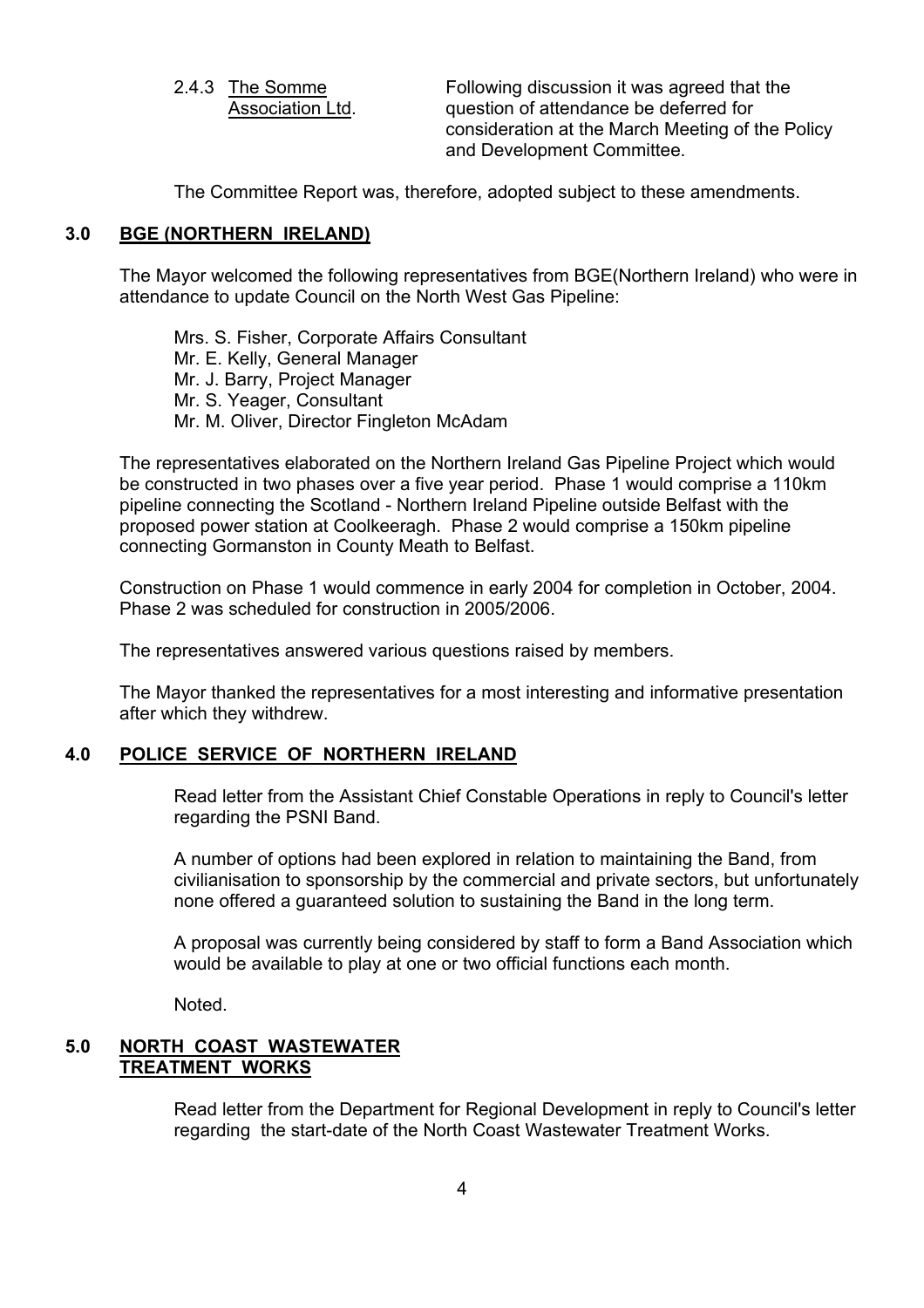2.4.3 <u>The Somme Association Ltd</u>. Following discussion it was agreed that the question of attendance be deferred for consideration at the March Meeting of the Policy and Development Committee.

The Committee Report was, therefore, adopted subject to these amendments.

## 3.0 BGE (NORTHERN IRELAND)

The Mayor welcomed the following representatives from BGE(Northern Ireland) who were in attendance to update Council on the North West Gas Pipeline:

Mrs. S. Fisher, Corporate Affairs Consultant  
Mr. E. Kelly, General Manager  
Mr. J. Barry, Project Manager  
Mr. S. Yeager, Consultant  
Mr. M. Oliver, Director Fingleton McAdam

The representatives elaborated on the Northern Ireland Gas Pipeline Project which would be constructed in two phases over a five year period. Phase 1 would comprise a 110km pipeline connecting the Scotland - Northern Ireland Pipeline outside Belfast with the proposed power station at Coolkeeragh. Phase 2 would comprise a 150km pipeline connecting Gormanston in County Meath to Belfast.

Construction on Phase 1 would commence in early 2004 for completion in October, 2004. Phase 2 was scheduled for construction in 2005/2006.

The representatives answered various questions raised by members.

The Mayor thanked the representatives for a most interesting and informative presentation after which they withdrew.

## 4.0 POLICE SERVICE OF NORTHERN IRELAND

Read letter from the Assistant Chief Constable Operations in reply to Council's letter regarding the PSNI Band.

A number of options had been explored in relation to maintaining the Band, from civilianisation to sponsorship by the commercial and private sectors, but unfortunately none offered a guaranteed solution to sustaining the Band in the long term.

A proposal was currently being considered by staff to form a Band Association which would be available to play at one or two official functions each month.

Noted.

## 5.0 NORTH COAST WASTEWATER TREATMENT WORKS

Read letter from the Department for Regional Development in reply to Council's letter regarding the start-date of the North Coast Wastewater Treatment Works.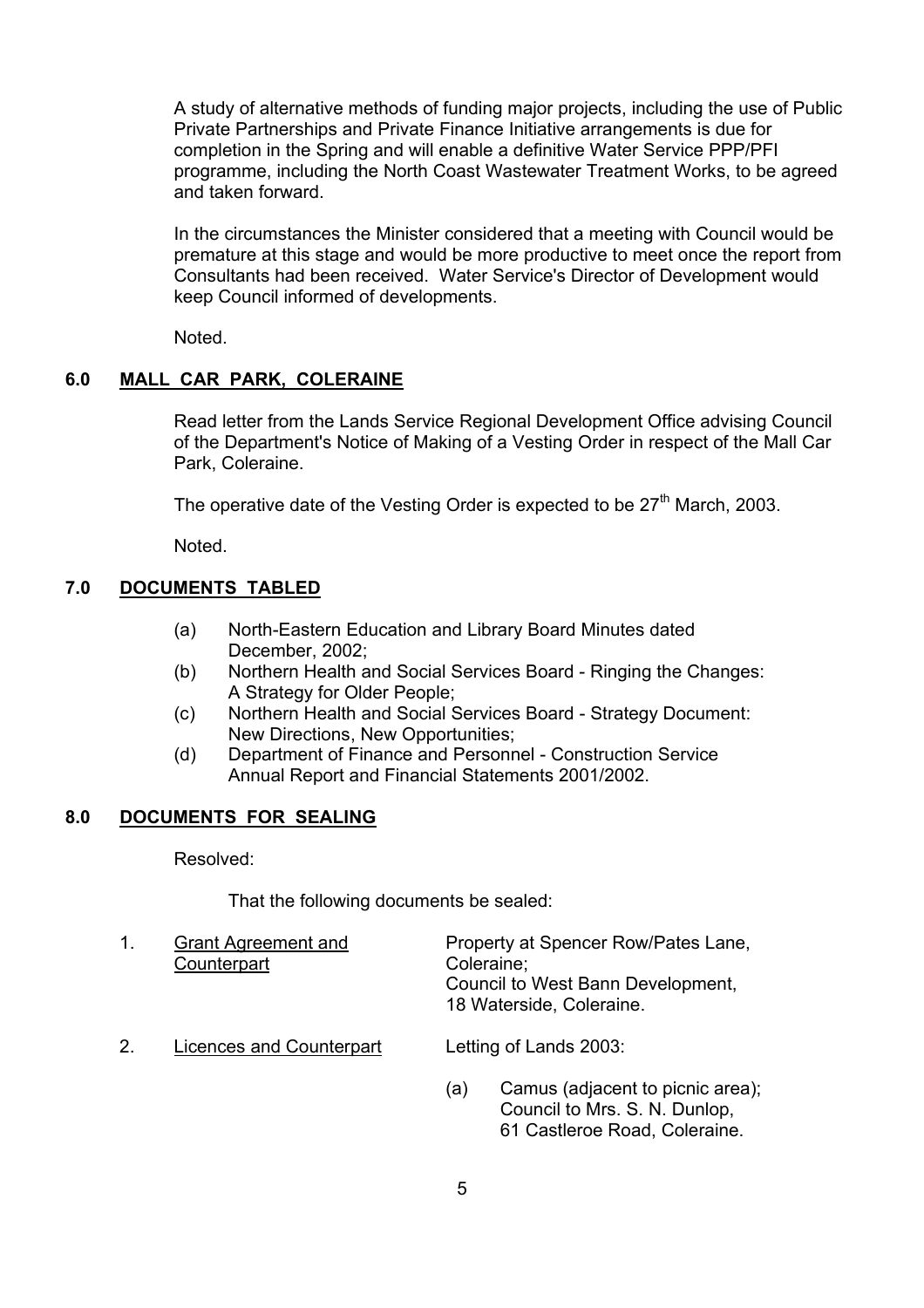A study of alternative methods of funding major projects, including the use of Public Private Partnerships and Private Finance Initiative arrangements is due for completion in the Spring and will enable a definitive Water Service PPP/PFI programme, including the North Coast Wastewater Treatment Works, to be agreed and taken forward.

In the circumstances the Minister considered that a meeting with Council would be premature at this stage and would be more productive to meet once the report from Consultants had been received. Water Service's Director of Development would keep Council informed of developments.

Noted.

## 6.0 MALL CAR PARK, COLERAINE

Read letter from the Lands Service Regional Development Office advising Council of the Department's Notice of Making of a Vesting Order in respect of the Mall Car Park, Coleraine.

The operative date of the Vesting Order is expected to be 27th March, 2003.

Noted.

## 7.0 DOCUMENTS TABLED

(a) North-Eastern Education and Library Board Minutes dated December, 2002;
(b) Northern Health and Social Services Board - Ringing the Changes: A Strategy for Older People;
(c) Northern Health and Social Services Board - Strategy Document: New Directions, New Opportunities;
(d) Department of Finance and Personnel - Construction Service Annual Report and Financial Statements 2001/2002.

## 8.0 DOCUMENTS FOR SEALING

Resolved:

That the following documents be sealed:

1. Grant Agreement and Counterpart — Property at Spencer Row/Pates Lane, Coleraine; Council to West Bann Development, 18 Waterside, Coleraine.

2. Licences and Counterpart — Letting of Lands 2003:

   (a) Camus (adjacent to picnic area); Council to Mrs. S. N. Dunlop, 61 Castleroe Road, Coleraine.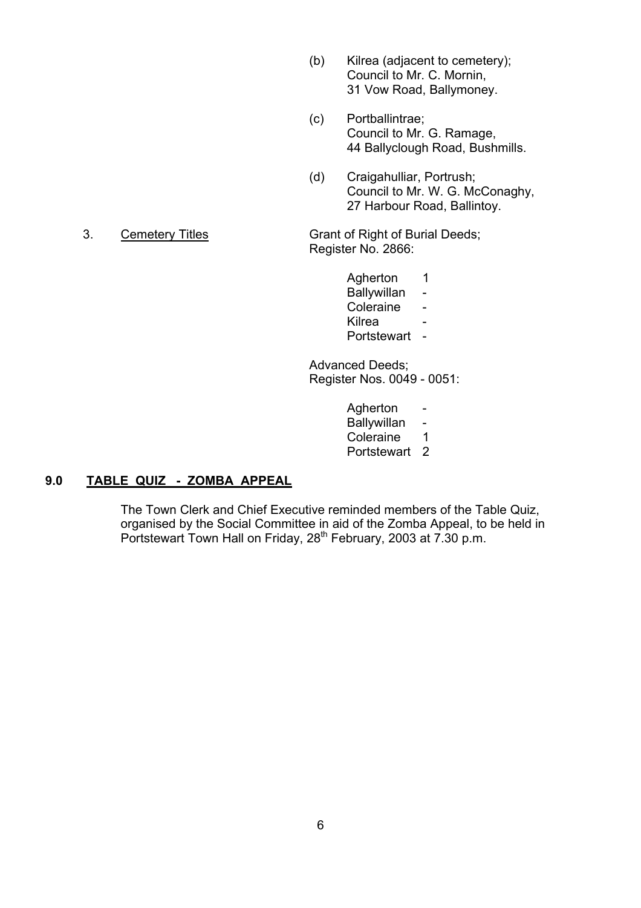(b) Kilrea (adjacent to cemetery);
Council to Mr. C. Mornin,
31 Vow Road, Ballymoney.

(c) Portballintrae;
Council to Mr. G. Ramage,
44 Ballyclough Road, Bushmills.

(d) Craigahulliar, Portrush;
Council to Mr. W. G. McConaghy,
27 Harbour Road, Ballintoy.

3. Cemetery Titles

Grant of Right of Burial Deeds;
Register No. 2866:

| | |
|---|---|
| Agherton | 1 |
| Ballywillan | - |
| Coleraine | - |
| Kilrea | - |
| Portstewart | - |

Advanced Deeds;
Register Nos. 0049 - 0051:

| | |
|---|---|
| Agherton | - |
| Ballywillan | - |
| Coleraine | 1 |
| Portstewart | 2 |

## 9.0 TABLE QUIZ - ZOMBA APPEAL

The Town Clerk and Chief Executive reminded members of the Table Quiz, organised by the Social Committee in aid of the Zomba Appeal, to be held in Portstewart Town Hall on Friday, 28th February, 2003 at 7.30 p.m.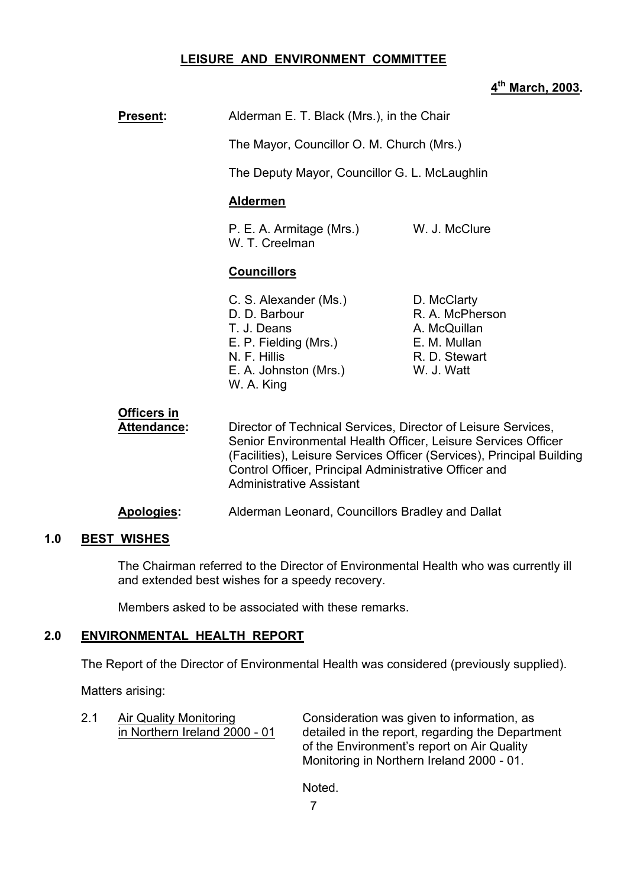# LEISURE AND ENVIRONMENT COMMITTEE

**4th March, 2003.**

**Present:** Alderman E. T. Black (Mrs.), in the Chair

The Mayor, Councillor O. M. Church (Mrs.)

The Deputy Mayor, Councillor G. L. McLaughlin

**Aldermen**

P. E. A. Armitage (Mrs.), W. J. McClure, W. T. Creelman

**Councillors**

C. S. Alexander (Ms.), D. McClarty, D. D. Barbour, R. A. McPherson, T. J. Deans, A. McQuillan, E. P. Fielding (Mrs.), E. M. Mullan, N. F. Hillis, R. D. Stewart, E. A. Johnston (Mrs.), W. J. Watt, W. A. King

**Officers in Attendance:** Director of Technical Services, Director of Leisure Services, Senior Environmental Health Officer, Leisure Services Officer (Facilities), Leisure Services Officer (Services), Principal Building Control Officer, Principal Administrative Officer and Administrative Assistant

**Apologies:** Alderman Leonard, Councillors Bradley and Dallat

## 1.0 BEST WISHES

The Chairman referred to the Director of Environmental Health who was currently ill and extended best wishes for a speedy recovery.

Members asked to be associated with these remarks.

## 2.0 ENVIRONMENTAL HEALTH REPORT

The Report of the Director of Environmental Health was considered (previously supplied).

Matters arising:

2.1 Air Quality Monitoring in Northern Ireland 2000 - 01

Consideration was given to information, as detailed in the report, regarding the Department of the Environment's report on Air Quality Monitoring in Northern Ireland 2000 - 01.

Noted.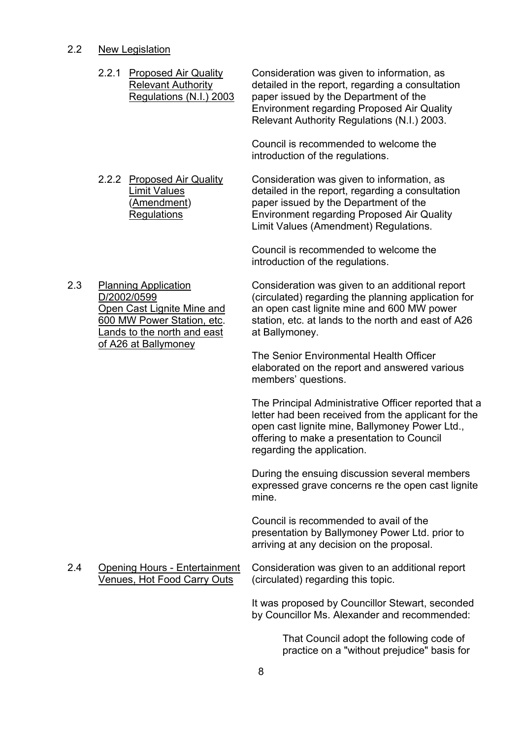2.2 New Legislation

2.2.1 Proposed Air Quality Relevant Authority Regulations (N.I.) 2003

Consideration was given to information, as detailed in the report, regarding a consultation paper issued by the Department of the Environment regarding Proposed Air Quality Relevant Authority Regulations (N.I.) 2003.

Council is recommended to welcome the introduction of the regulations.

2.2.2 Proposed Air Quality Limit Values (Amendment) Regulations

Consideration was given to information, as detailed in the report, regarding a consultation paper issued by the Department of the Environment regarding Proposed Air Quality Limit Values (Amendment) Regulations.

Council is recommended to welcome the introduction of the regulations.

2.3 Planning Application D/2002/0599 Open Cast Lignite Mine and 600 MW Power Station, etc. Lands to the north and east of A26 at Ballymoney

Consideration was given to an additional report (circulated) regarding the planning application for an open cast lignite mine and 600 MW power station, etc. at lands to the north and east of A26 at Ballymoney.

The Senior Environmental Health Officer elaborated on the report and answered various members' questions.

The Principal Administrative Officer reported that a letter had been received from the applicant for the open cast lignite mine, Ballymoney Power Ltd., offering to make a presentation to Council regarding the application.

During the ensuing discussion several members expressed grave concerns re the open cast lignite mine.

Council is recommended to avail of the presentation by Ballymoney Power Ltd. prior to arriving at any decision on the proposal.

2.4 Opening Hours - Entertainment Venues, Hot Food Carry Outs

Consideration was given to an additional report (circulated) regarding this topic.

It was proposed by Councillor Stewart, seconded by Councillor Ms. Alexander and recommended:

> That Council adopt the following code of practice on a "without prejudice" basis for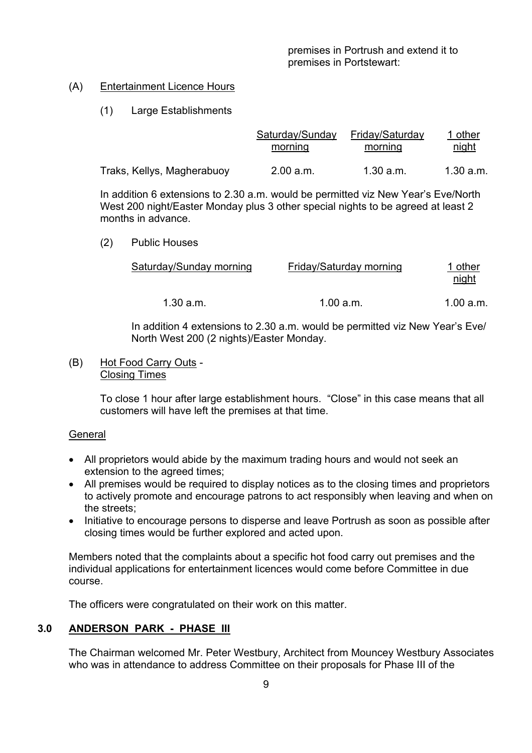premises in Portrush and extend it to premises in Portstewart:

(A) Entertainment Licence Hours

(1) Large Establishments

| | Saturday/Sunday morning | Friday/Saturday morning | 1 other night |
|---|---|---|---|
| Traks, Kellys, Magherabuoy | 2.00 a.m. | 1.30 a.m. | 1.30 a.m. |

In addition 6 extensions to 2.30 a.m. would be permitted viz New Year's Eve/North West 200 night/Easter Monday plus 3 other special nights to be agreed at least 2 months in advance.

(2) Public Houses

| Saturday/Sunday morning | Friday/Saturday morning | 1 other night |
|---|---|---|
| 1.30 a.m. | 1.00 a.m. | 1.00 a.m. |

In addition 4 extensions to 2.30 a.m. would be permitted viz New Year's Eve/ North West 200 (2 nights)/Easter Monday.

(B) Hot Food Carry Outs - Closing Times

To close 1 hour after large establishment hours. "Close" in this case means that all customers will have left the premises at that time.

General

- All proprietors would abide by the maximum trading hours and would not seek an extension to the agreed times;
- All premises would be required to display notices as to the closing times and proprietors to actively promote and encourage patrons to act responsibly when leaving and when on the streets;
- Initiative to encourage persons to disperse and leave Portrush as soon as possible after closing times would be further explored and acted upon.

Members noted that the complaints about a specific hot food carry out premises and the individual applications for entertainment licences would come before Committee in due course.

The officers were congratulated on their work on this matter.

## 3.0 ANDERSON PARK - PHASE III

The Chairman welcomed Mr. Peter Westbury, Architect from Mouncey Westbury Associates who was in attendance to address Committee on their proposals for Phase III of the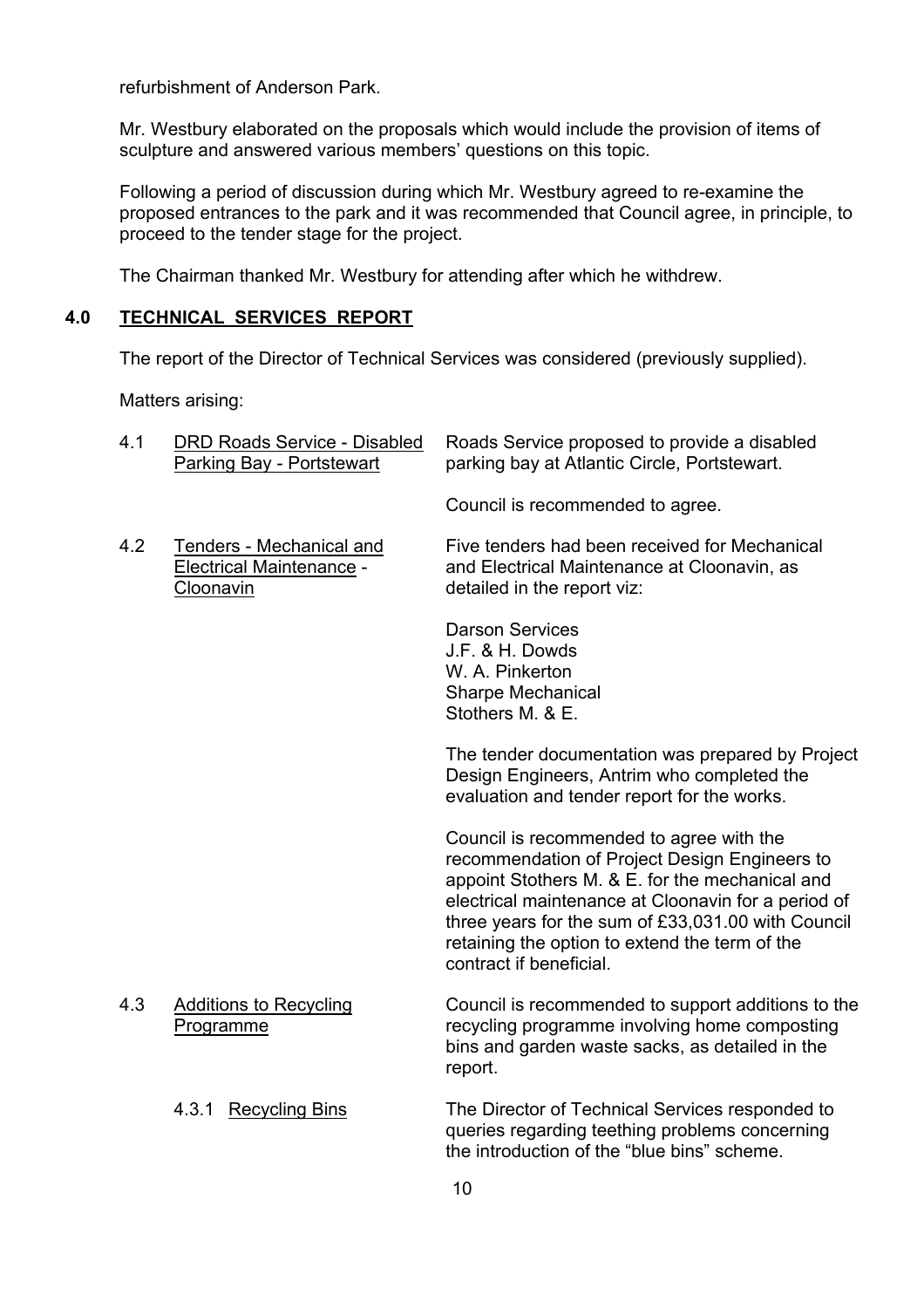refurbishment of Anderson Park.

Mr. Westbury elaborated on the proposals which would include the provision of items of sculpture and answered various members' questions on this topic.

Following a period of discussion during which Mr. Westbury agreed to re-examine the proposed entrances to the park and it was recommended that Council agree, in principle, to proceed to the tender stage for the project.

The Chairman thanked Mr. Westbury for attending after which he withdrew.

## 4.0 TECHNICAL SERVICES REPORT

The report of the Director of Technical Services was considered (previously supplied).

Matters arising:

**4.1 DRD Roads Service - Disabled Parking Bay - Portstewart**

Roads Service proposed to provide a disabled parking bay at Atlantic Circle, Portstewart.

Council is recommended to agree.

**4.2 Tenders - Mechanical and Electrical Maintenance - Cloonavin**

Five tenders had been received for Mechanical and Electrical Maintenance at Cloonavin, as detailed in the report viz:

Darson Services
J.F. & H. Dowds
W. A. Pinkerton
Sharpe Mechanical
Stothers M. & E.

The tender documentation was prepared by Project Design Engineers, Antrim who completed the evaluation and tender report for the works.

Council is recommended to agree with the recommendation of Project Design Engineers to appoint Stothers M. & E. for the mechanical and electrical maintenance at Cloonavin for a period of three years for the sum of £33,031.00 with Council retaining the option to extend the term of the contract if beneficial.

**4.3 Additions to Recycling Programme**

Council is recommended to support additions to the recycling programme involving home composting bins and garden waste sacks, as detailed in the report.

**4.3.1 Recycling Bins**

The Director of Technical Services responded to queries regarding teething problems concerning the introduction of the "blue bins" scheme.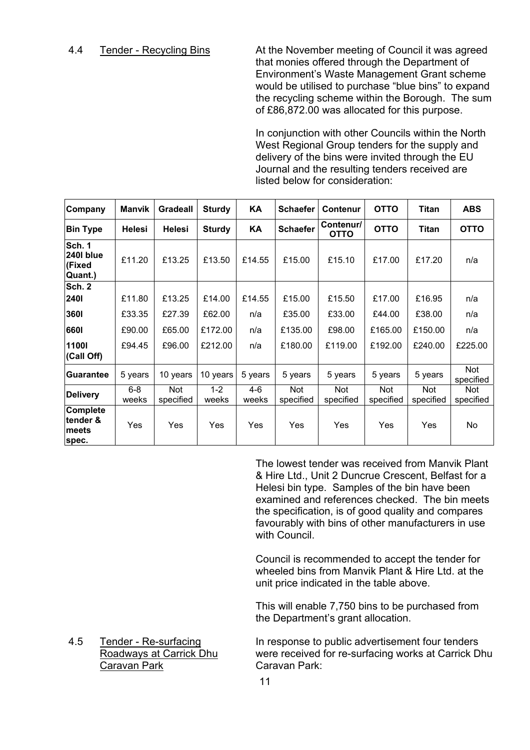4.4 Tender - Recycling Bins

At the November meeting of Council it was agreed that monies offered through the Department of Environment's Waste Management Grant scheme would be utilised to purchase "blue bins" to expand the recycling scheme within the Borough. The sum of £86,872.00 was allocated for this purpose.

In conjunction with other Councils within the North West Regional Group tenders for the supply and delivery of the bins were invited through the EU Journal and the resulting tenders received are listed below for consideration:

| Company | Manvik | Gradeall | Sturdy | KA | Schaefer | Contenur | OTTO | Titan | ABS |
|---|---|---|---|---|---|---|---|---|---|
| **Bin Type** | **Helesi** | **Helesi** | **Sturdy** | **KA** | **Schaefer** | **Contenur/ OTTO** | **OTTO** | **Titan** | **OTTO** |
| **Sch. 1 240l blue (Fixed Quant.)** | £11.20 | £13.25 | £13.50 | £14.55 | £15.00 | £15.10 | £17.00 | £17.20 | n/a |
| **Sch. 2** | | | | | | | | | |
| **240l** | £11.80 | £13.25 | £14.00 | £14.55 | £15.00 | £15.50 | £17.00 | £16.95 | n/a |
| **360l** | £33.35 | £27.39 | £62.00 | n/a | £35.00 | £33.00 | £44.00 | £38.00 | n/a |
| **660l** | £90.00 | £65.00 | £172.00 | n/a | £135.00 | £98.00 | £165.00 | £150.00 | n/a |
| **1100l (Call Off)** | £94.45 | £96.00 | £212.00 | n/a | £180.00 | £119.00 | £192.00 | £240.00 | £225.00 |
| **Guarantee** | 5 years | 10 years | 10 years | 5 years | 5 years | 5 years | 5 years | 5 years | Not specified |
| **Delivery** | 6-8 weeks | Not specified | 1-2 weeks | 4-6 weeks | Not specified | Not specified | Not specified | Not specified | Not specified |
| **Complete tender & meets spec.** | Yes | Yes | Yes | Yes | Yes | Yes | Yes | Yes | No |

The lowest tender was received from Manvik Plant & Hire Ltd., Unit 2 Duncrue Crescent, Belfast for a Helesi bin type. Samples of the bin have been examined and references checked. The bin meets the specification, is of good quality and compares favourably with bins of other manufacturers in use with Council.

Council is recommended to accept the tender for wheeled bins from Manvik Plant & Hire Ltd. at the unit price indicated in the table above.

This will enable 7,750 bins to be purchased from the Department's grant allocation.

4.5 Tender - Re-surfacing Roadways at Carrick Dhu Caravan Park

In response to public advertisement four tenders were received for re-surfacing works at Carrick Dhu Caravan Park: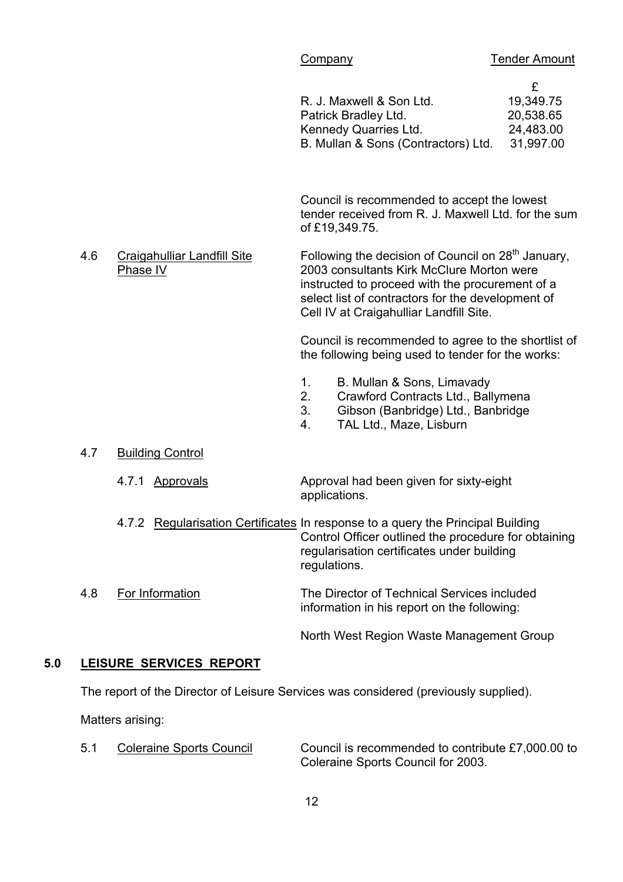| Company | Tender Amount |
|---|---|
| | £ |
| R. J. Maxwell & Son Ltd. | 19,349.75 |
| Patrick Bradley Ltd. | 20,538.65 |
| Kennedy Quarries Ltd. | 24,483.00 |
| B. Mullan & Sons (Contractors) Ltd. | 31,997.00 |

Council is recommended to accept the lowest tender received from R. J. Maxwell Ltd. for the sum of £19,349.75.

4.6 Craigahulliar Landfill Site Phase IV

Following the decision of Council on 28th January, 2003 consultants Kirk McClure Morton were instructed to proceed with the procurement of a select list of contractors for the development of Cell IV at Craigahulliar Landfill Site.

Council is recommended to agree to the shortlist of the following being used to tender for the works:

1. B. Mullan & Sons, Limavady
2. Crawford Contracts Ltd., Ballymena
3. Gibson (Banbridge) Ltd., Banbridge
4. TAL Ltd., Maze, Lisburn

4.7 Building Control

4.7.1 Approvals

Approval had been given for sixty-eight applications.

4.7.2 Regularisation Certificates

In response to a query the Principal Building Control Officer outlined the procedure for obtaining regularisation certificates under building regulations.

4.8 For Information

The Director of Technical Services included information in his report on the following:

North West Region Waste Management Group

## 5.0 LEISURE SERVICES REPORT

The report of the Director of Leisure Services was considered (previously supplied).

Matters arising:

5.1 Coleraine Sports Council

Council is recommended to contribute £7,000.00 to Coleraine Sports Council for 2003.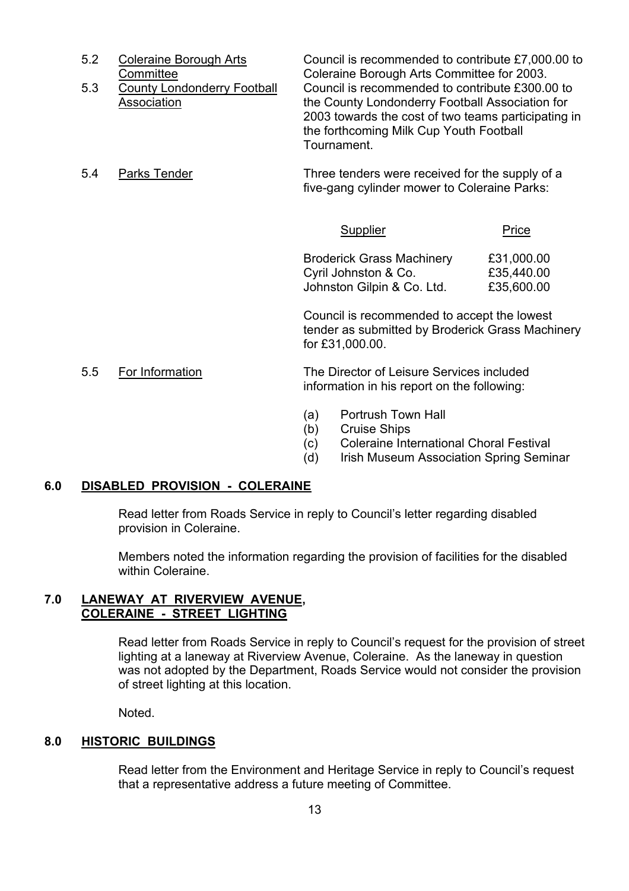5.2 Coleraine Borough Arts Committee

Council is recommended to contribute £7,000.00 to Coleraine Borough Arts Committee for 2003.

5.3 County Londonderry Football Association

Council is recommended to contribute £300.00 to the County Londonderry Football Association for 2003 towards the cost of two teams participating in the forthcoming Milk Cup Youth Football Tournament.

5.4 Parks Tender

Three tenders were received for the supply of a five-gang cylinder mower to Coleraine Parks:

| Supplier | Price |
|---|---|
| Broderick Grass Machinery | £31,000.00 |
| Cyril Johnston & Co. | £35,440.00 |
| Johnston Gilpin & Co. Ltd. | £35,600.00 |

Council is recommended to accept the lowest tender as submitted by Broderick Grass Machinery for £31,000.00.

5.5 For Information

The Director of Leisure Services included information in his report on the following:

(a) Portrush Town Hall
(b) Cruise Ships
(c) Coleraine International Choral Festival
(d) Irish Museum Association Spring Seminar

## 6.0 DISABLED PROVISION - COLERAINE

Read letter from Roads Service in reply to Council's letter regarding disabled provision in Coleraine.

Members noted the information regarding the provision of facilities for the disabled within Coleraine.

## 7.0 LANEWAY AT RIVERVIEW AVENUE, COLERAINE - STREET LIGHTING

Read letter from Roads Service in reply to Council's request for the provision of street lighting at a laneway at Riverview Avenue, Coleraine. As the laneway in question was not adopted by the Department, Roads Service would not consider the provision of street lighting at this location.

Noted.

## 8.0 HISTORIC BUILDINGS

Read letter from the Environment and Heritage Service in reply to Council's request that a representative address a future meeting of Committee.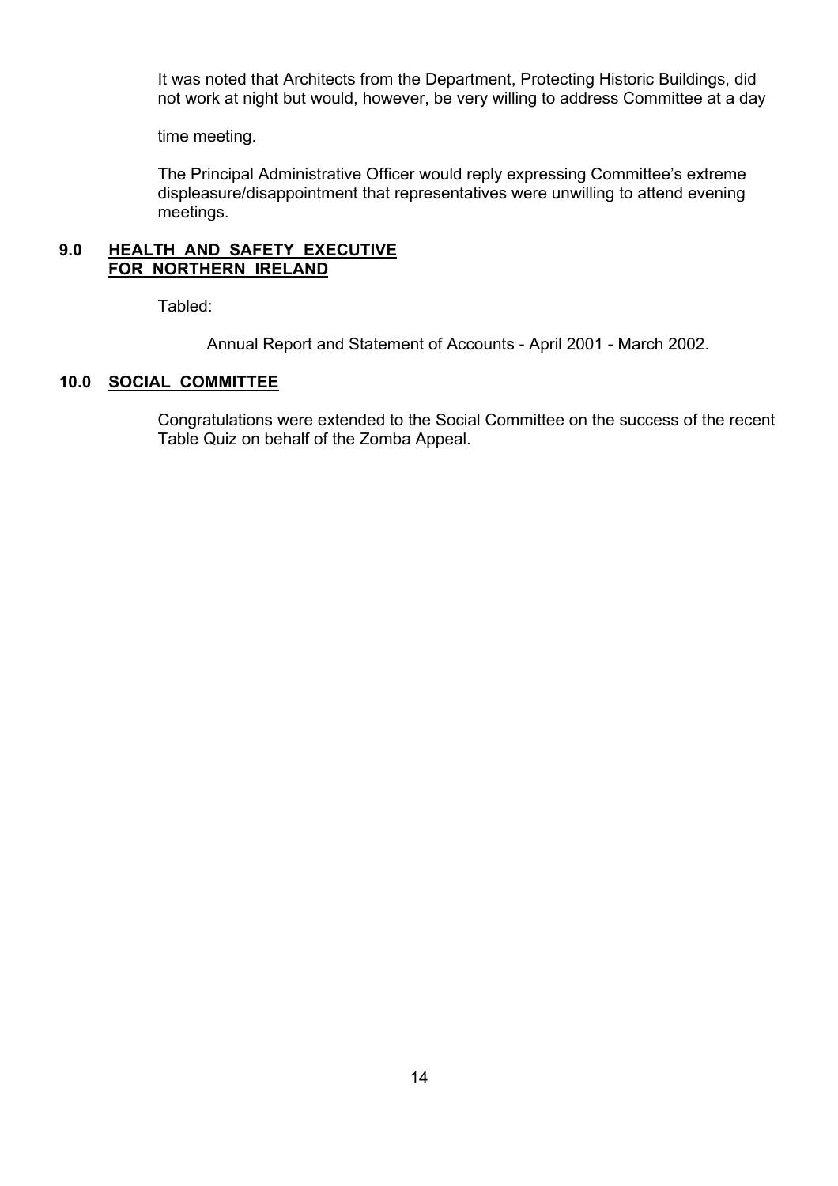It was noted that Architects from the Department, Protecting Historic Buildings, did not work at night but would, however, be very willing to address Committee at a day

time meeting.

The Principal Administrative Officer would reply expressing Committee's extreme displeasure/disappointment that representatives were unwilling to attend evening meetings.

## 9.0 HEALTH AND SAFETY EXECUTIVE FOR NORTHERN IRELAND

Tabled:

Annual Report and Statement of Accounts - April 2001 - March 2002.

## 10.0 SOCIAL COMMITTEE

Congratulations were extended to the Social Committee on the success of the recent Table Quiz on behalf of the Zomba Appeal.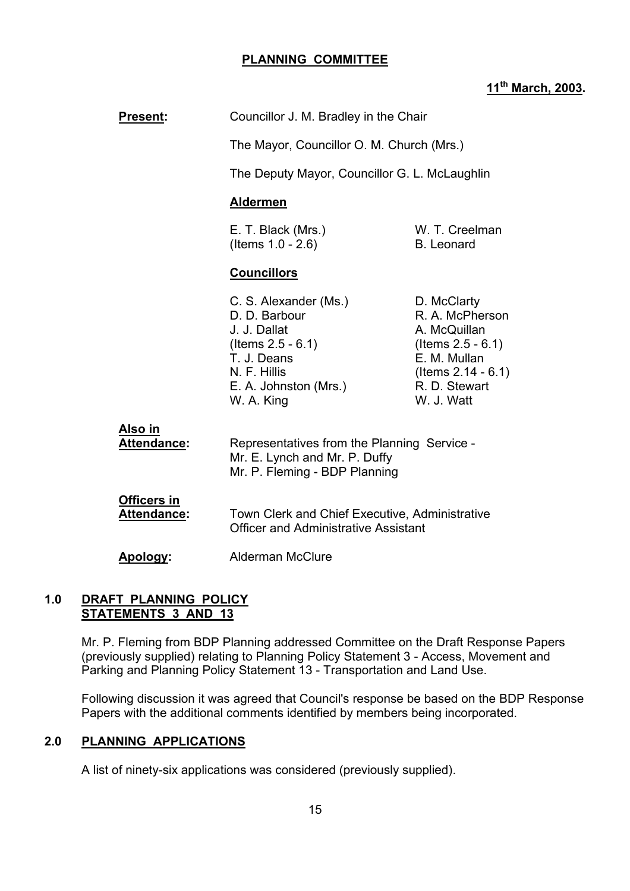**PLANNING COMMITTEE**

**11th March, 2003.**

**Present:** Councillor J. M. Bradley in the Chair

The Mayor, Councillor O. M. Church (Mrs.)

The Deputy Mayor, Councillor G. L. McLaughlin

**Aldermen**

E. T. Black (Mrs.) (Items 1.0 - 2.6)
W. T. Creelman
B. Leonard

**Councillors**

C. S. Alexander (Ms.)
D. D. Barbour
J. J. Dallat (Items 2.5 - 6.1)
T. J. Deans
N. F. Hillis
E. A. Johnston (Mrs.)
W. A. King
D. McClarty
R. A. McPherson
A. McQuillan (Items 2.5 - 6.1)
E. M. Mullan (Items 2.14 - 6.1)
R. D. Stewart
W. J. Watt

**Also in Attendance:** Representatives from the Planning Service - Mr. E. Lynch and Mr. P. Duffy
Mr. P. Fleming - BDP Planning

**Officers in Attendance:** Town Clerk and Chief Executive, Administrative Officer and Administrative Assistant

**Apology:** Alderman McClure

## 1.0 DRAFT PLANNING POLICY STATEMENTS 3 AND 13

Mr. P. Fleming from BDP Planning addressed Committee on the Draft Response Papers (previously supplied) relating to Planning Policy Statement 3 - Access, Movement and Parking and Planning Policy Statement 13 - Transportation and Land Use.

Following discussion it was agreed that Council's response be based on the BDP Response Papers with the additional comments identified by members being incorporated.

## 2.0 PLANNING APPLICATIONS

A list of ninety-six applications was considered (previously supplied).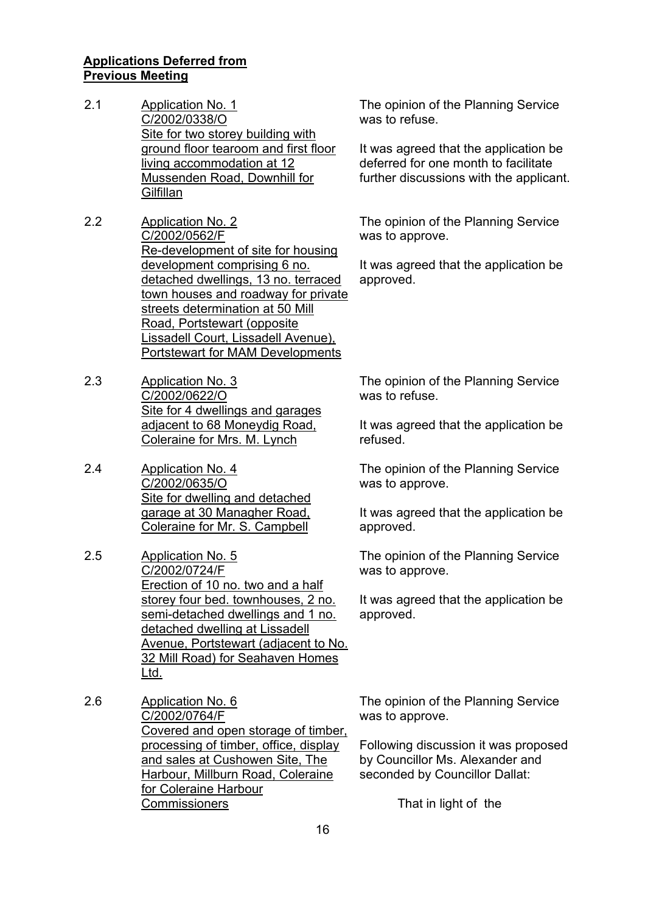**Applications Deferred from Previous Meeting**

2.1 Application No. 1
C/2002/0338/O
Site for two storey building with ground floor tearoom and first floor living accommodation at 12 Mussenden Road, Downhill for Gilfillan

The opinion of the Planning Service was to refuse.

It was agreed that the application be deferred for one month to facilitate further discussions with the applicant.

2.2 Application No. 2
C/2002/0562/F
Re-development of site for housing development comprising 6 no. detached dwellings, 13 no. terraced town houses and roadway for private streets determination at 50 Mill Road, Portstewart (opposite Lissadell Court, Lissadell Avenue), Portstewart for MAM Developments

The opinion of the Planning Service was to approve.

It was agreed that the application be approved.

2.3 Application No. 3
C/2002/0622/O
Site for 4 dwellings and garages adjacent to 68 Moneydig Road, Coleraine for Mrs. M. Lynch

The opinion of the Planning Service was to refuse.

It was agreed that the application be refused.

2.4 Application No. 4
C/2002/0635/O
Site for dwelling and detached garage at 30 Managher Road, Coleraine for Mr. S. Campbell

The opinion of the Planning Service was to approve.

It was agreed that the application be approved.

2.5 Application No. 5
C/2002/0724/F
Erection of 10 no. two and a half storey four bed. townhouses, 2 no. semi-detached dwellings and 1 no. detached dwelling at Lissadell Avenue, Portstewart (adjacent to No. 32 Mill Road) for Seahaven Homes Ltd.

The opinion of the Planning Service was to approve.

It was agreed that the application be approved.

2.6 Application No. 6
C/2002/0764/F
Covered and open storage of timber, processing of timber, office, display and sales at Cushowen Site, The Harbour, Millburn Road, Coleraine for Coleraine Harbour Commissioners

The opinion of the Planning Service was to approve.

Following discussion it was proposed by Councillor Ms. Alexander and seconded by Councillor Dallat:

That in light of the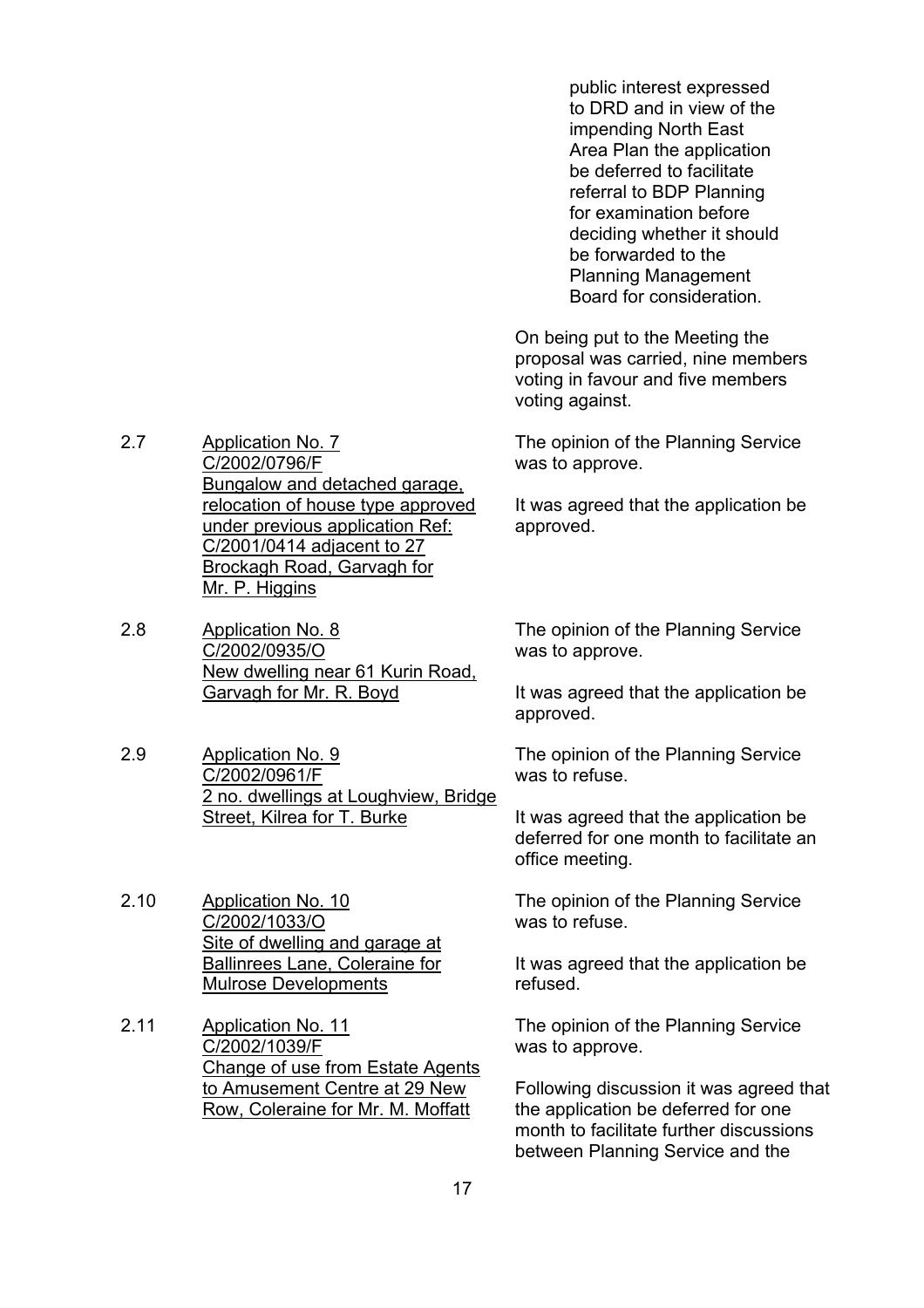public interest expressed to DRD and in view of the impending North East Area Plan the application be deferred to facilitate referral to BDP Planning for examination before deciding whether it should be forwarded to the Planning Management Board for consideration.

On being put to the Meeting the proposal was carried, nine members voting in favour and five members voting against.

2.7 <u>Application No. 7 C/2002/0796/F Bungalow and detached garage, relocation of house type approved under previous application Ref: C/2001/0414 adjacent to 27 Brockagh Road, Garvagh for Mr. P. Higgins</u>

The opinion of the Planning Service was to approve.

It was agreed that the application be approved.

2.8 <u>Application No. 8 C/2002/0935/O New dwelling near 61 Kurin Road, Garvagh for Mr. R. Boyd</u>

The opinion of the Planning Service was to approve.

It was agreed that the application be approved.

2.9 <u>Application No. 9 C/2002/0961/F 2 no. dwellings at Loughview, Bridge Street, Kilrea for T. Burke</u>

The opinion of the Planning Service was to refuse.

It was agreed that the application be deferred for one month to facilitate an office meeting.

2.10 <u>Application No. 10 C/2002/1033/O Site of dwelling and garage at Ballinrees Lane, Coleraine for Mulrose Developments</u>

The opinion of the Planning Service was to refuse.

It was agreed that the application be refused.

2.11 <u>Application No. 11 C/2002/1039/F Change of use from Estate Agents to Amusement Centre at 29 New Row, Coleraine for Mr. M. Moffatt</u>

The opinion of the Planning Service was to approve.

Following discussion it was agreed that the application be deferred for one month to facilitate further discussions between Planning Service and the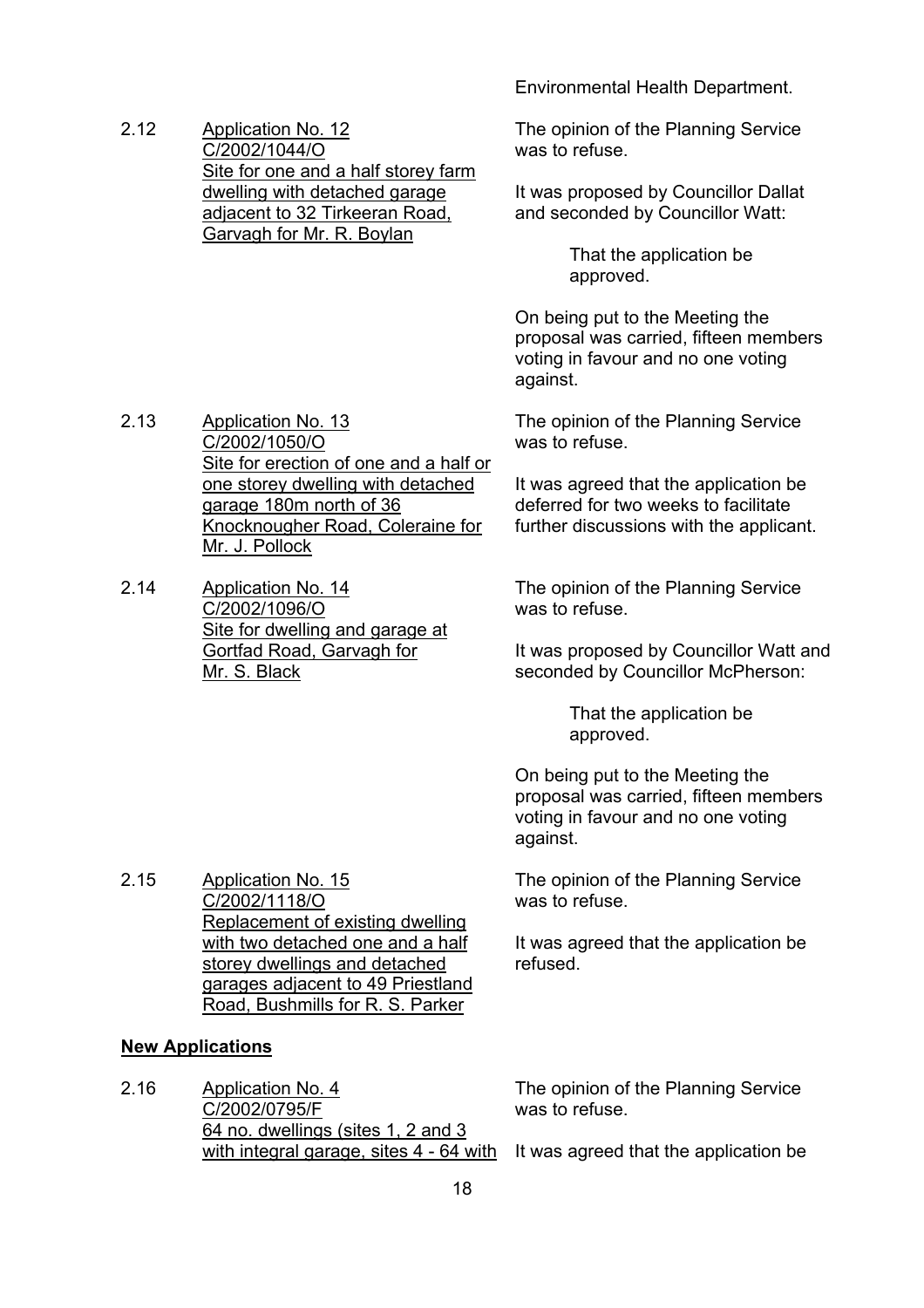Environmental Health Department.

2.12 Application No. 12
C/2002/1044/O
Site for one and a half storey farm dwelling with detached garage adjacent to 32 Tirkeeran Road, Garvagh for Mr. R. Boylan

The opinion of the Planning Service was to refuse.

It was proposed by Councillor Dallat and seconded by Councillor Watt:

> That the application be approved.

On being put to the Meeting the proposal was carried, fifteen members voting in favour and no one voting against.

2.13 Application No. 13
C/2002/1050/O
Site for erection of one and a half or one storey dwelling with detached garage 180m north of 36 Knocknougher Road, Coleraine for Mr. J. Pollock

The opinion of the Planning Service was to refuse.

It was agreed that the application be deferred for two weeks to facilitate further discussions with the applicant.

2.14 Application No. 14
C/2002/1096/O
Site for dwelling and garage at Gortfad Road, Garvagh for Mr. S. Black

The opinion of the Planning Service was to refuse.

It was proposed by Councillor Watt and seconded by Councillor McPherson:

> That the application be approved.

On being put to the Meeting the proposal was carried, fifteen members voting in favour and no one voting against.

2.15 Application No. 15
C/2002/1118/O
Replacement of existing dwelling with two detached one and a half storey dwellings and detached garages adjacent to 49 Priestland Road, Bushmills for R. S. Parker

The opinion of the Planning Service was to refuse.

It was agreed that the application be refused.

**New Applications**

2.16 Application No. 4
C/2002/0795/F
64 no. dwellings (sites 1, 2 and 3 with integral garage, sites 4 - 64 with

The opinion of the Planning Service was to refuse.

It was agreed that the application be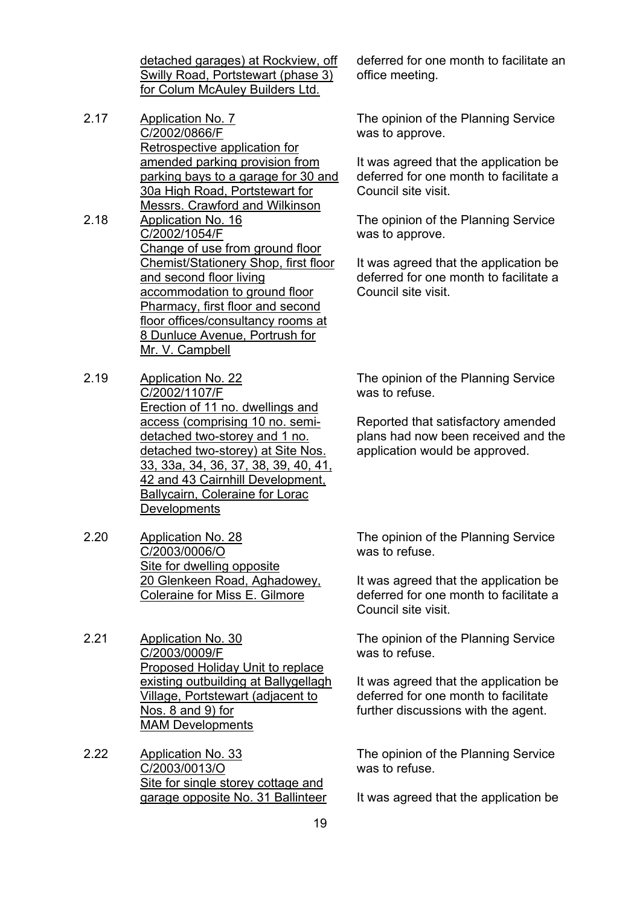<u>detached garages) at Rockview, off Swilly Road, Portstewart (phase 3) for Colum McAuley Builders Ltd.</u>

deferred for one month to facilitate an office meeting.

2.17 <u>Application No. 7</u>
<u>C/2002/0866/F</u>
<u>Retrospective application for amended parking provision from parking bays to a garage for 30 and 30a High Road, Portstewart for Messrs. Crawford and Wilkinson</u>

The opinion of the Planning Service was to approve.

It was agreed that the application be deferred for one month to facilitate a Council site visit.

2.18 <u>Application No. 16</u>
<u>C/2002/1054/F</u>
<u>Change of use from ground floor Chemist/Stationery Shop, first floor and second floor living accommodation to ground floor Pharmacy, first floor and second floor offices/consultancy rooms at 8 Dunluce Avenue, Portrush for Mr. V. Campbell</u>

The opinion of the Planning Service was to approve.

It was agreed that the application be deferred for one month to facilitate a Council site visit.

2.19 <u>Application No. 22</u>
<u>C/2002/1107/F</u>
<u>Erection of 11 no. dwellings and access (comprising 10 no. semi-detached two-storey and 1 no. detached two-storey) at Site Nos. 33, 33a, 34, 36, 37, 38, 39, 40, 41, 42 and 43 Cairnhill Development, Ballycairn, Coleraine for Lorac Developments</u>

The opinion of the Planning Service was to refuse.

Reported that satisfactory amended plans had now been received and the application would be approved.

2.20 <u>Application No. 28</u>
<u>C/2003/0006/O</u>
<u>Site for dwelling opposite 20 Glenkeen Road, Aghadowey, Coleraine for Miss E. Gilmore</u>

The opinion of the Planning Service was to refuse.

It was agreed that the application be deferred for one month to facilitate a Council site visit.

2.21 <u>Application No. 30</u>
<u>C/2003/0009/F</u>
<u>Proposed Holiday Unit to replace existing outbuilding at Ballygellagh Village, Portstewart (adjacent to Nos. 8 and 9) for MAM Developments</u>

The opinion of the Planning Service was to refuse.

It was agreed that the application be deferred for one month to facilitate further discussions with the agent.

2.22 <u>Application No. 33</u>
<u>C/2003/0013/O</u>
<u>Site for single storey cottage and garage opposite No. 31 Ballinteer</u>

The opinion of the Planning Service was to refuse.

It was agreed that the application be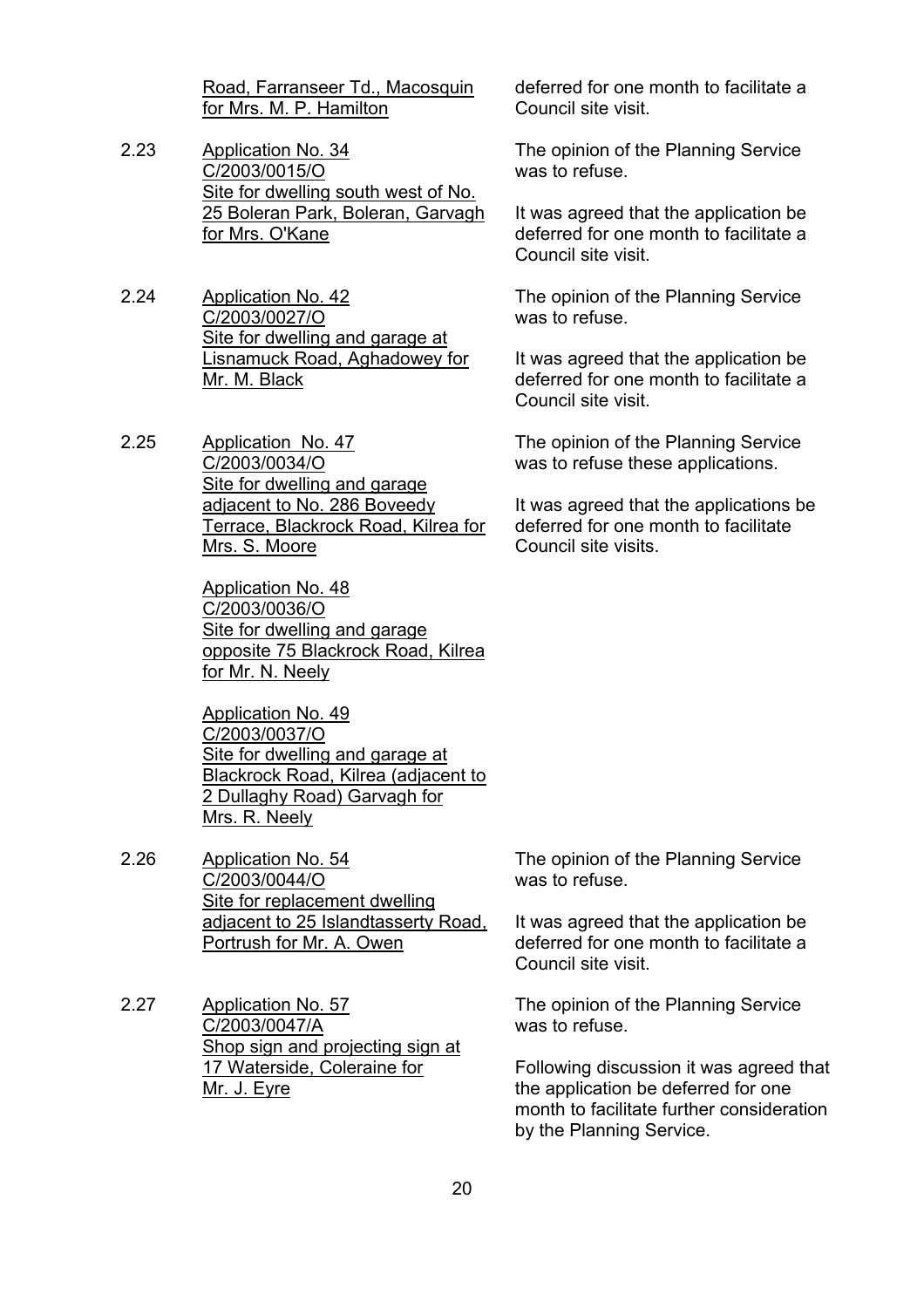Road, Farranseer Td., Macosquin for Mrs. M. P. Hamilton

deferred for one month to facilitate a Council site visit.

2.23 Application No. 34
C/2003/0015/O
Site for dwelling south west of No. 25 Boleran Park, Boleran, Garvagh for Mrs. O'Kane

The opinion of the Planning Service was to refuse.

It was agreed that the application be deferred for one month to facilitate a Council site visit.

2.24 Application No. 42
C/2003/0027/O
Site for dwelling and garage at Lisnamuck Road, Aghadowey for Mr. M. Black

The opinion of the Planning Service was to refuse.

It was agreed that the application be deferred for one month to facilitate a Council site visit.

2.25 Application No. 47
C/2003/0034/O
Site for dwelling and garage adjacent to No. 286 Boveedy Terrace, Blackrock Road, Kilrea for Mrs. S. Moore

Application No. 48
C/2003/0036/O
Site for dwelling and garage opposite 75 Blackrock Road, Kilrea for Mr. N. Neely

Application No. 49
C/2003/0037/O
Site for dwelling and garage at Blackrock Road, Kilrea (adjacent to 2 Dullaghy Road) Garvagh for Mrs. R. Neely

The opinion of the Planning Service was to refuse these applications.

It was agreed that the applications be deferred for one month to facilitate Council site visits.

2.26 Application No. 54
C/2003/0044/O
Site for replacement dwelling adjacent to 25 Islandtasserty Road, Portrush for Mr. A. Owen

The opinion of the Planning Service was to refuse.

It was agreed that the application be deferred for one month to facilitate a Council site visit.

2.27 Application No. 57
C/2003/0047/A
Shop sign and projecting sign at 17 Waterside, Coleraine for Mr. J. Eyre

The opinion of the Planning Service was to refuse.

Following discussion it was agreed that the application be deferred for one month to facilitate further consideration by the Planning Service.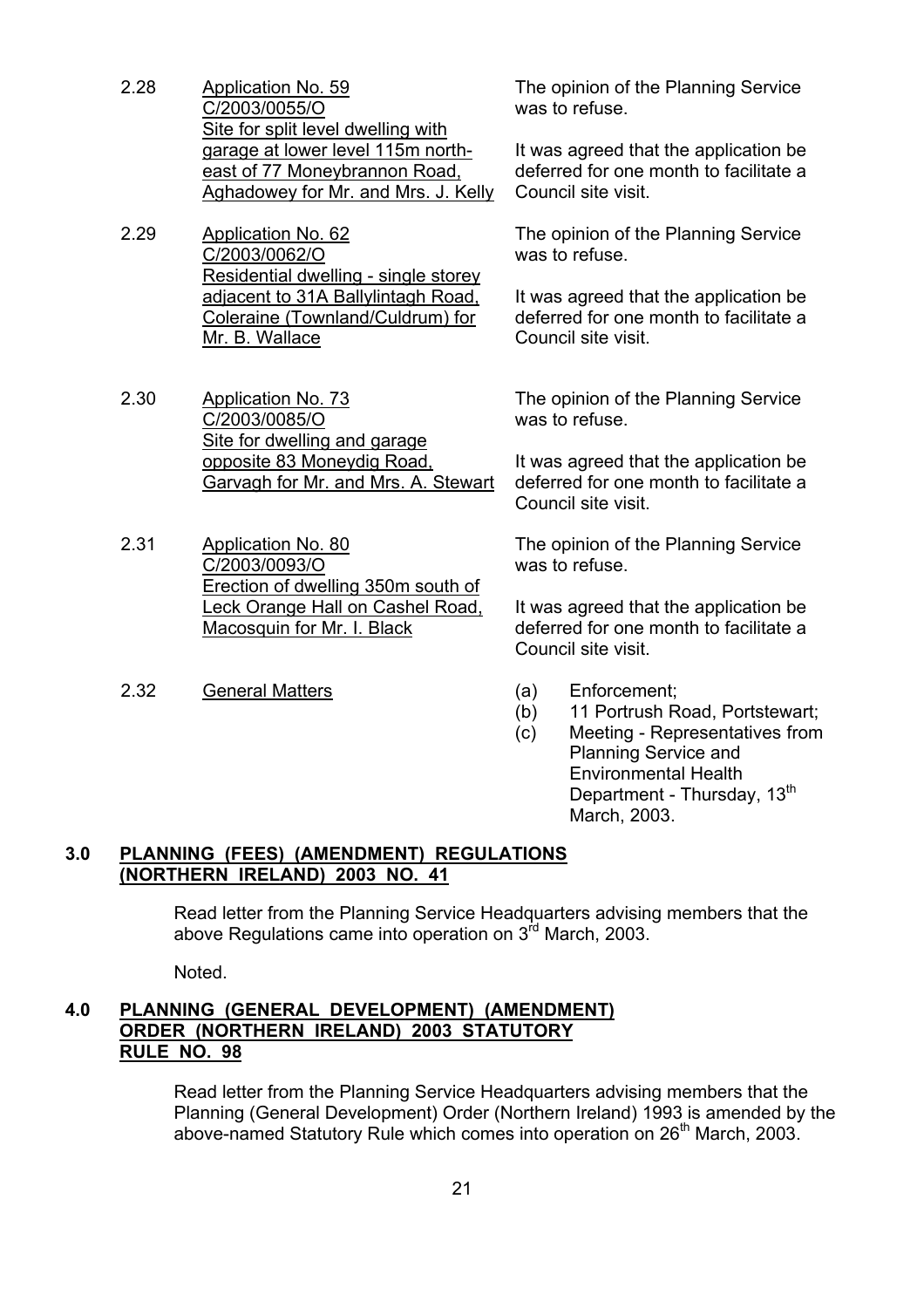2.28 <u>Application No. 59</u>
<u>C/2003/0055/O</u>
<u>Site for split level dwelling with garage at lower level 115m north-east of 77 Moneybrannon Road, Aghadowey for Mr. and Mrs. J. Kelly</u>

The opinion of the Planning Service was to refuse.

It was agreed that the application be deferred for one month to facilitate a Council site visit.

2.29 <u>Application No. 62</u>
<u>C/2003/0062/O</u>
<u>Residential dwelling - single storey adjacent to 31A Ballylintagh Road, Coleraine (Townland/Culdrum) for Mr. B. Wallace</u>

The opinion of the Planning Service was to refuse.

It was agreed that the application be deferred for one month to facilitate a Council site visit.

2.30 <u>Application No. 73</u>
<u>C/2003/0085/O</u>
<u>Site for dwelling and garage opposite 83 Moneydig Road, Garvagh for Mr. and Mrs. A. Stewart</u>

The opinion of the Planning Service was to refuse.

It was agreed that the application be deferred for one month to facilitate a Council site visit.

2.31 <u>Application No. 80</u>
<u>C/2003/0093/O</u>
<u>Erection of dwelling 350m south of Leck Orange Hall on Cashel Road, Macosquin for Mr. I. Black</u>

The opinion of the Planning Service was to refuse.

It was agreed that the application be deferred for one month to facilitate a Council site visit.

2.32 <u>General Matters</u>

(a) Enforcement;
(b) 11 Portrush Road, Portstewart;
(c) Meeting - Representatives from Planning Service and Environmental Health Department - Thursday, 13th March, 2003.

## 3.0 <u>PLANNING (FEES) (AMENDMENT) REGULATIONS (NORTHERN IRELAND) 2003 NO. 41</u>

Read letter from the Planning Service Headquarters advising members that the above Regulations came into operation on 3rd March, 2003.

Noted.

## 4.0 <u>PLANNING (GENERAL DEVELOPMENT) (AMENDMENT) ORDER (NORTHERN IRELAND) 2003 STATUTORY RULE NO. 98</u>

Read letter from the Planning Service Headquarters advising members that the Planning (General Development) Order (Northern Ireland) 1993 is amended by the above-named Statutory Rule which comes into operation on 26th March, 2003.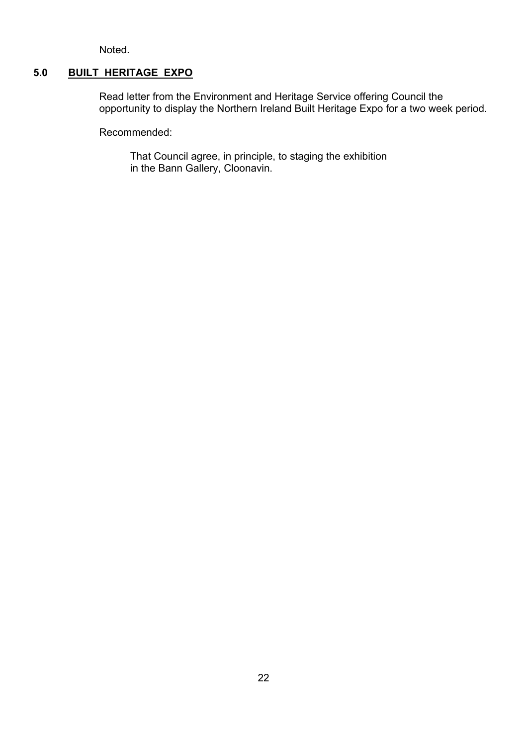Noted.

## 5.0 **BUILT HERITAGE EXPO**

Read letter from the Environment and Heritage Service offering Council the opportunity to display the Northern Ireland Built Heritage Expo for a two week period.

Recommended:

> That Council agree, in principle, to staging the exhibition in the Bann Gallery, Cloonavin.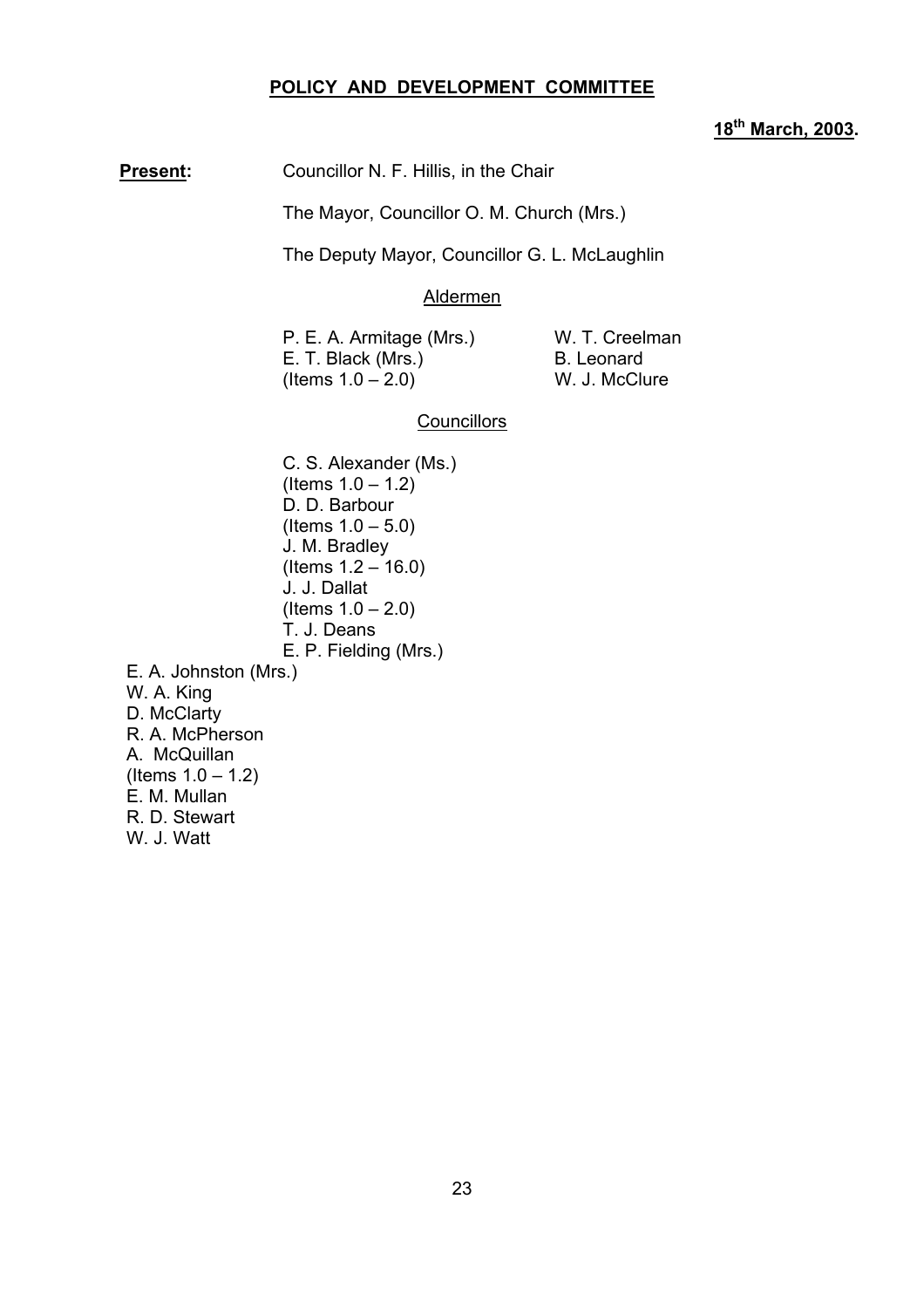**POLICY AND DEVELOPMENT COMMITTEE**

**18th March, 2003.**

**Present:** Councillor N. F. Hillis, in the Chair

The Mayor, Councillor O. M. Church (Mrs.)

The Deputy Mayor, Councillor G. L. McLaughlin

Aldermen

P. E. A. Armitage (Mrs.)
E. T. Black (Mrs.)
(Items 1.0 – 2.0)
W. T. Creelman
B. Leonard
W. J. McClure

Councillors

C. S. Alexander (Ms.)
(Items 1.0 – 1.2)
D. D. Barbour
(Items 1.0 – 5.0)
J. M. Bradley
(Items 1.2 – 16.0)
J. J. Dallat
(Items 1.0 – 2.0)
T. J. Deans
E. P. Fielding (Mrs.)
E. A. Johnston (Mrs.)
W. A. King
D. McClarty
R. A. McPherson
A. McQuillan
(Items 1.0 – 1.2)
E. M. Mullan
R. D. Stewart
W. J. Watt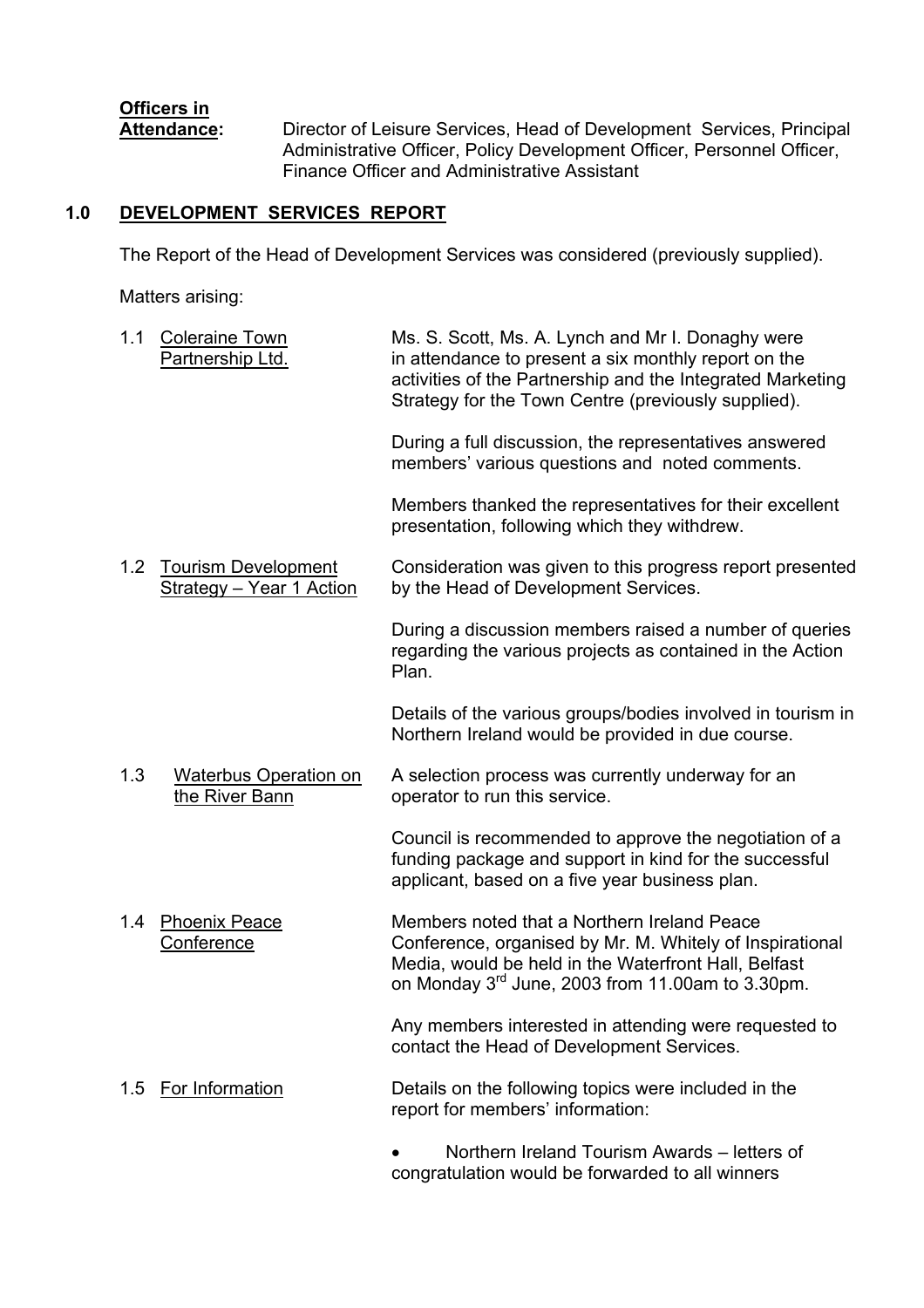**Officers in Attendance:** Director of Leisure Services, Head of Development Services, Principal Administrative Officer, Policy Development Officer, Personnel Officer, Finance Officer and Administrative Assistant

## 1.0 DEVELOPMENT SERVICES REPORT

The Report of the Head of Development Services was considered (previously supplied).

Matters arising:

### 1.1 Coleraine Town Partnership Ltd.

Ms. S. Scott, Ms. A. Lynch and Mr I. Donaghy were in attendance to present a six monthly report on the activities of the Partnership and the Integrated Marketing Strategy for the Town Centre (previously supplied).

During a full discussion, the representatives answered members' various questions and noted comments.

Members thanked the representatives for their excellent presentation, following which they withdrew.

### 1.2 Tourism Development Strategy – Year 1 Action

Consideration was given to this progress report presented by the Head of Development Services.

During a discussion members raised a number of queries regarding the various projects as contained in the Action Plan.

Details of the various groups/bodies involved in tourism in Northern Ireland would be provided in due course.

### 1.3 Waterbus Operation on the River Bann

A selection process was currently underway for an operator to run this service.

Council is recommended to approve the negotiation of a funding package and support in kind for the successful applicant, based on a five year business plan.

### 1.4 Phoenix Peace Conference

Members noted that a Northern Ireland Peace Conference, organised by Mr. M. Whitely of Inspirational Media, would be held in the Waterfront Hall, Belfast on Monday 3rd June, 2003 from 11.00am to 3.30pm.

Any members interested in attending were requested to contact the Head of Development Services.

### 1.5 For Information

Details on the following topics were included in the report for members' information:

- Northern Ireland Tourism Awards – letters of congratulation would be forwarded to all winners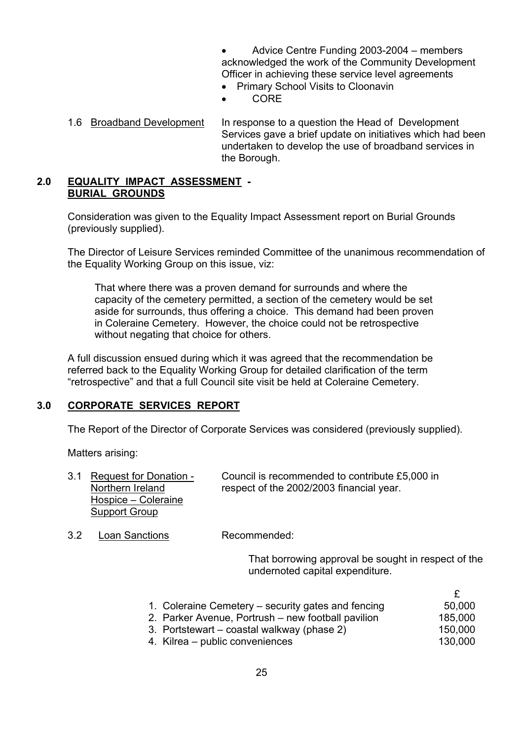- Advice Centre Funding 2003-2004 – members acknowledged the work of the Community Development Officer in achieving these service level agreements
- Primary School Visits to Cloonavin
- CORE

1.6 Broadband Development — In response to a question the Head of Development Services gave a brief update on initiatives which had been undertaken to develop the use of broadband services in the Borough.

## 2.0 EQUALITY IMPACT ASSESSMENT - BURIAL GROUNDS

Consideration was given to the Equality Impact Assessment report on Burial Grounds (previously supplied).

The Director of Leisure Services reminded Committee of the unanimous recommendation of the Equality Working Group on this issue, viz:

> That where there was a proven demand for surrounds and where the capacity of the cemetery permitted, a section of the cemetery would be set aside for surrounds, thus offering a choice. This demand had been proven in Coleraine Cemetery. However, the choice could not be retrospective without negating that choice for others.

A full discussion ensued during which it was agreed that the recommendation be referred back to the Equality Working Group for detailed clarification of the term "retrospective" and that a full Council site visit be held at Coleraine Cemetery.

## 3.0 CORPORATE SERVICES REPORT

The Report of the Director of Corporate Services was considered (previously supplied).

Matters arising:

3.1 Request for Donation - Northern Ireland Hospice – Coleraine Support Group — Council is recommended to contribute £5,000 in respect of the 2002/2003 financial year.

3.2 Loan Sanctions — Recommended:

> That borrowing approval be sought in respect of the undernoted capital expenditure.

| | £ |
|---|---|
| 1. Coleraine Cemetery – security gates and fencing | 50,000 |
| 2. Parker Avenue, Portrush – new football pavilion | 185,000 |
| 3. Portstewart – coastal walkway (phase 2) | 150,000 |
| 4. Kilrea – public conveniences | 130,000 |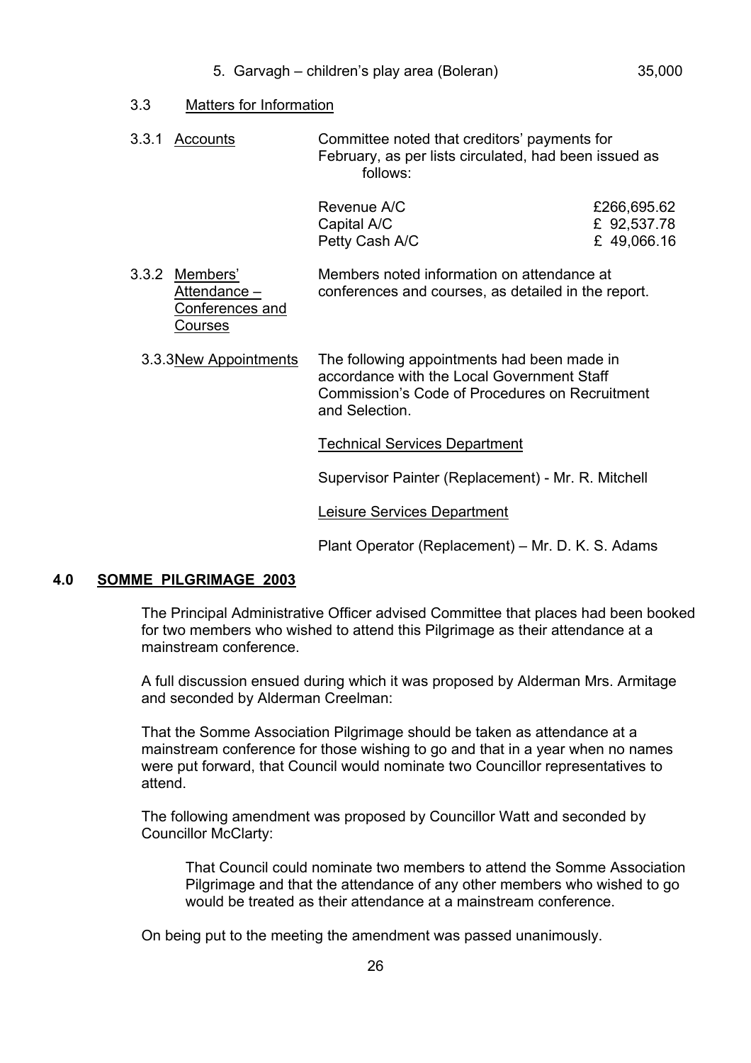5. Garvagh – children's play area (Boleran) 35,000

3.3 Matters for Information

3.3.1 Accounts

Committee noted that creditors' payments for February, as per lists circulated, had been issued as follows:

| | |
|---|---|
| Revenue A/C | £266,695.62 |
| Capital A/C | £ 92,537.78 |
| Petty Cash A/C | £ 49,066.16 |

3.3.2 Members' Attendance – Conferences and Courses

Members noted information on attendance at conferences and courses, as detailed in the report.

3.3.3 New Appointments

The following appointments had been made in accordance with the Local Government Staff Commission's Code of Procedures on Recruitment and Selection.

Technical Services Department

Supervisor Painter (Replacement) - Mr. R. Mitchell

Leisure Services Department

Plant Operator (Replacement) – Mr. D. K. S. Adams

## 4.0 SOMME PILGRIMAGE 2003

The Principal Administrative Officer advised Committee that places had been booked for two members who wished to attend this Pilgrimage as their attendance at a mainstream conference.

A full discussion ensued during which it was proposed by Alderman Mrs. Armitage and seconded by Alderman Creelman:

That the Somme Association Pilgrimage should be taken as attendance at a mainstream conference for those wishing to go and that in a year when no names were put forward, that Council would nominate two Councillor representatives to attend.

The following amendment was proposed by Councillor Watt and seconded by Councillor McClarty:

> That Council could nominate two members to attend the Somme Association Pilgrimage and that the attendance of any other members who wished to go would be treated as their attendance at a mainstream conference.

On being put to the meeting the amendment was passed unanimously.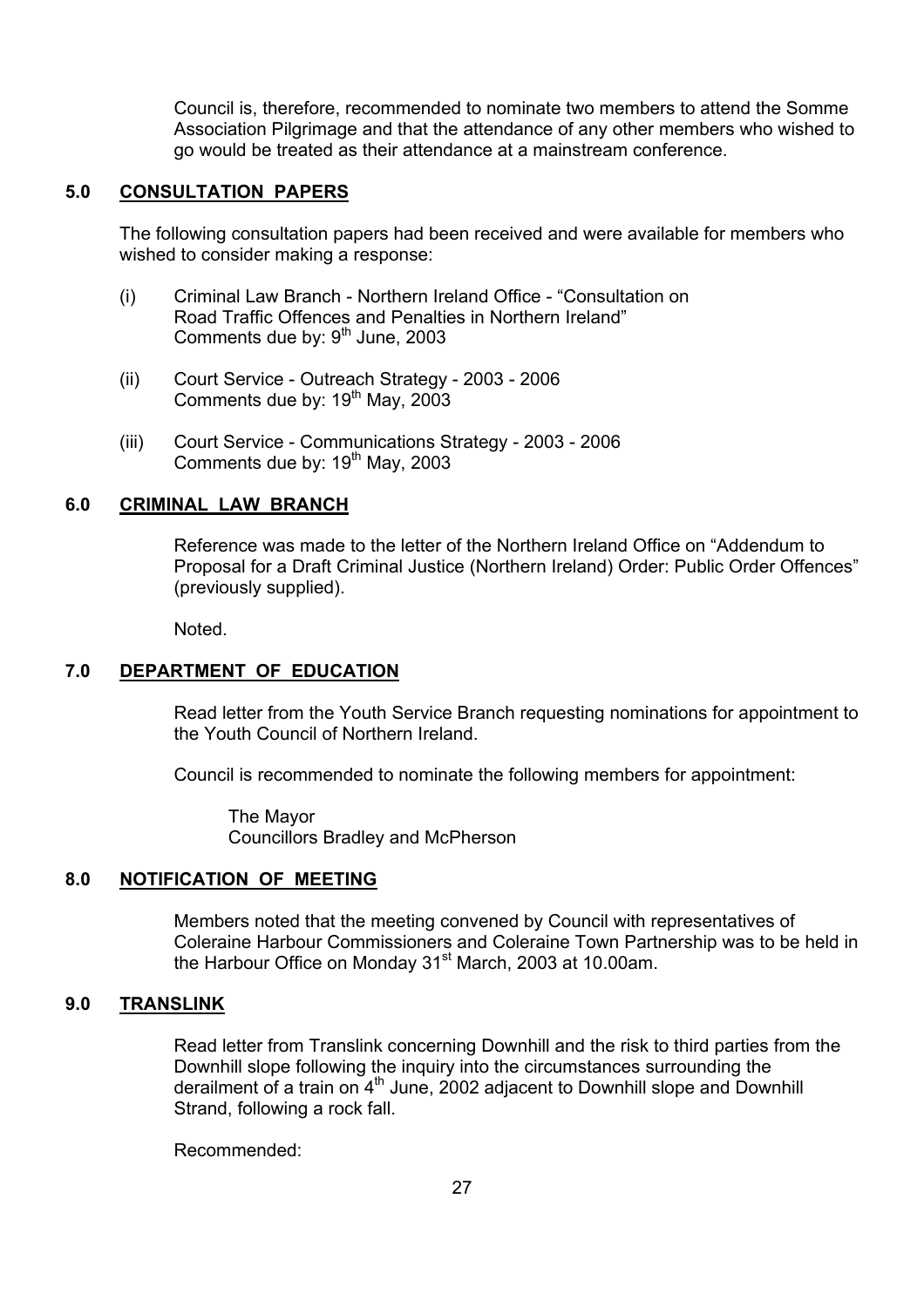Council is, therefore, recommended to nominate two members to attend the Somme Association Pilgrimage and that the attendance of any other members who wished to go would be treated as their attendance at a mainstream conference.

## 5.0 CONSULTATION PAPERS

The following consultation papers had been received and were available for members who wished to consider making a response:

(i) Criminal Law Branch - Northern Ireland Office - "Consultation on Road Traffic Offences and Penalties in Northern Ireland"
Comments due by: 9th June, 2003

(ii) Court Service - Outreach Strategy - 2003 - 2006
Comments due by: 19th May, 2003

(iii) Court Service - Communications Strategy - 2003 - 2006
Comments due by: 19th May, 2003

## 6.0 CRIMINAL LAW BRANCH

Reference was made to the letter of the Northern Ireland Office on "Addendum to Proposal for a Draft Criminal Justice (Northern Ireland) Order: Public Order Offences" (previously supplied).

Noted.

## 7.0 DEPARTMENT OF EDUCATION

Read letter from the Youth Service Branch requesting nominations for appointment to the Youth Council of Northern Ireland.

Council is recommended to nominate the following members for appointment:

The Mayor
Councillors Bradley and McPherson

## 8.0 NOTIFICATION OF MEETING

Members noted that the meeting convened by Council with representatives of Coleraine Harbour Commissioners and Coleraine Town Partnership was to be held in the Harbour Office on Monday 31st March, 2003 at 10.00am.

## 9.0 TRANSLINK

Read letter from Translink concerning Downhill and the risk to third parties from the Downhill slope following the inquiry into the circumstances surrounding the derailment of a train on 4th June, 2002 adjacent to Downhill slope and Downhill Strand, following a rock fall.

Recommended: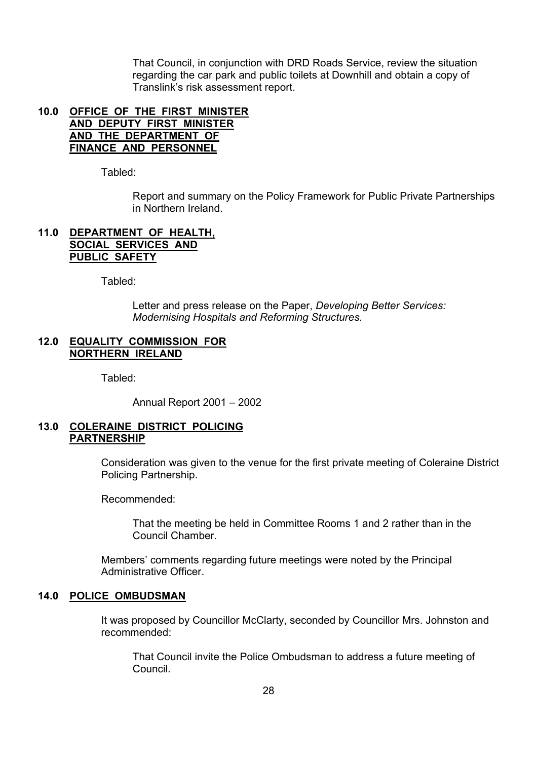That Council, in conjunction with DRD Roads Service, review the situation regarding the car park and public toilets at Downhill and obtain a copy of Translink's risk assessment report.

## 10.0 OFFICE OF THE FIRST MINISTER AND DEPUTY FIRST MINISTER AND THE DEPARTMENT OF FINANCE AND PERSONNEL

Tabled:

Report and summary on the Policy Framework for Public Private Partnerships in Northern Ireland.

## 11.0 DEPARTMENT OF HEALTH, SOCIAL SERVICES AND PUBLIC SAFETY

Tabled:

Letter and press release on the Paper, *Developing Better Services: Modernising Hospitals and Reforming Structures.*

## 12.0 EQUALITY COMMISSION FOR NORTHERN IRELAND

Tabled:

Annual Report 2001 – 2002

## 13.0 COLERAINE DISTRICT POLICING PARTNERSHIP

Consideration was given to the venue for the first private meeting of Coleraine District Policing Partnership.

Recommended:

That the meeting be held in Committee Rooms 1 and 2 rather than in the Council Chamber.

Members' comments regarding future meetings were noted by the Principal Administrative Officer.

## 14.0 POLICE OMBUDSMAN

It was proposed by Councillor McClarty, seconded by Councillor Mrs. Johnston and recommended:

That Council invite the Police Ombudsman to address a future meeting of Council.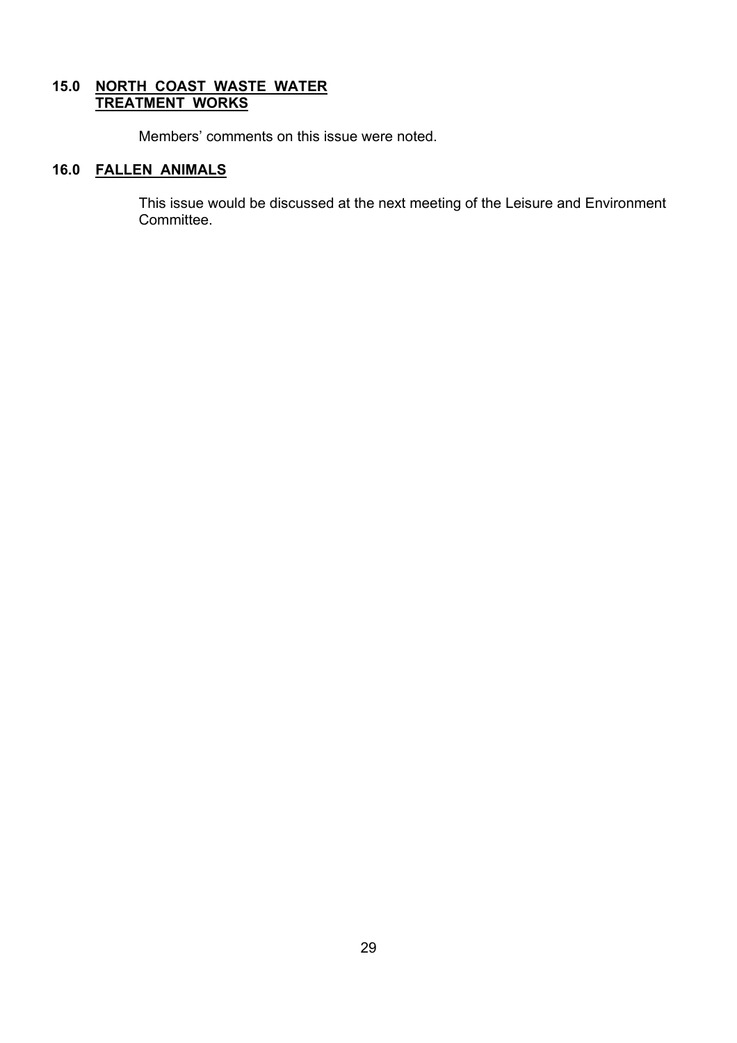## 15.0 NORTH COAST WASTE WATER TREATMENT WORKS

Members' comments on this issue were noted.

## 16.0 FALLEN ANIMALS

This issue would be discussed at the next meeting of the Leisure and Environment Committee.